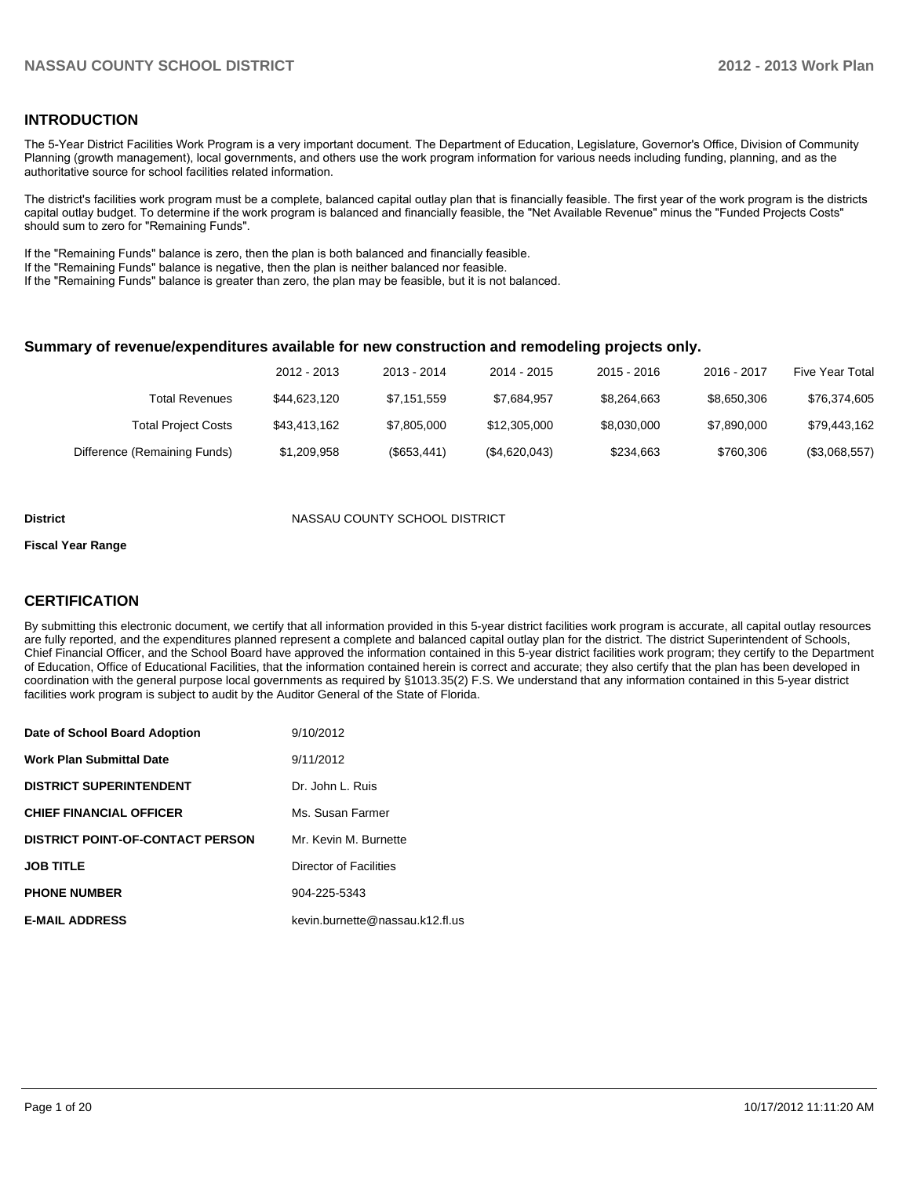## INTRODUCTION

The 5-Year District Facilities Work Program is a very important document. The Department of Education, Legislature, Governor's Office, Division of Community Planning (growth management), local governments, and others use the work program information for various needs including funding, planning, and as the authoritative source for school facilities related information.

The district's facilities work program must be a complete, balanced capital outlay plan that is financially feasible. The first year of the work program is the districts capital outlay budget. To determine if the work program is balanced and financially feasible, the "Net Available Revenue" minus the "Funded Projects Costs" should sum to zero for "Remaining Funds".

If the "Remaining Funds" balance is zero, then the plan is both balanced and financially feasible.
If the "Remaining Funds" balance is negative, then the plan is neither balanced nor feasible.
If the "Remaining Funds" balance is greater than zero, the plan may be feasible, but it is not balanced.

### Summary of revenue/expenditures available for new construction and remodeling projects only.

| | 2012 - 2013 | 2013 - 2014 | 2014 - 2015 | 2015 - 2016 | 2016 - 2017 | Five Year Total |
|---|---|---|---|---|---|---|
| Total Revenues | $44,623,120 | $7,151,559 | $7,684,957 | $8,264,663 | $8,650,306 | $76,374,605 |
| Total Project Costs | $43,413,162 | $7,805,000 | $12,305,000 | $8,030,000 | $7,890,000 | $79,443,162 |
| Difference (Remaining Funds) | $1,209,958 | ($653,441) | ($4,620,043) | $234,663 | $760,306 | ($3,068,557) |

**District** NASSAU COUNTY SCHOOL DISTRICT

**Fiscal Year Range**

## CERTIFICATION

By submitting this electronic document, we certify that all information provided in this 5-year district facilities work program is accurate, all capital outlay resources are fully reported, and the expenditures planned represent a complete and balanced capital outlay plan for the district. The district Superintendent of Schools, Chief Financial Officer, and the School Board have approved the information contained in this 5-year district facilities work program; they certify to the Department of Education, Office of Educational Facilities, that the information contained herein is correct and accurate; they also certify that the plan has been developed in coordination with the general purpose local governments as required by §1013.35(2) F.S. We understand that any information contained in this 5-year district facilities work program is subject to audit by the Auditor General of the State of Florida.

| | |
|---|---|
| **Date of School Board Adoption** | 9/10/2012 |
| **Work Plan Submittal Date** | 9/11/2012 |
| **DISTRICT SUPERINTENDENT** | Dr. John L. Ruis |
| **CHIEF FINANCIAL OFFICER** | Ms. Susan Farmer |
| **DISTRICT POINT-OF-CONTACT PERSON** | Mr. Kevin M. Burnette |
| **JOB TITLE** | Director of Facilities |
| **PHONE NUMBER** | 904-225-5343 |
| **E-MAIL ADDRESS** | kevin.burnette@nassau.k12.fl.us |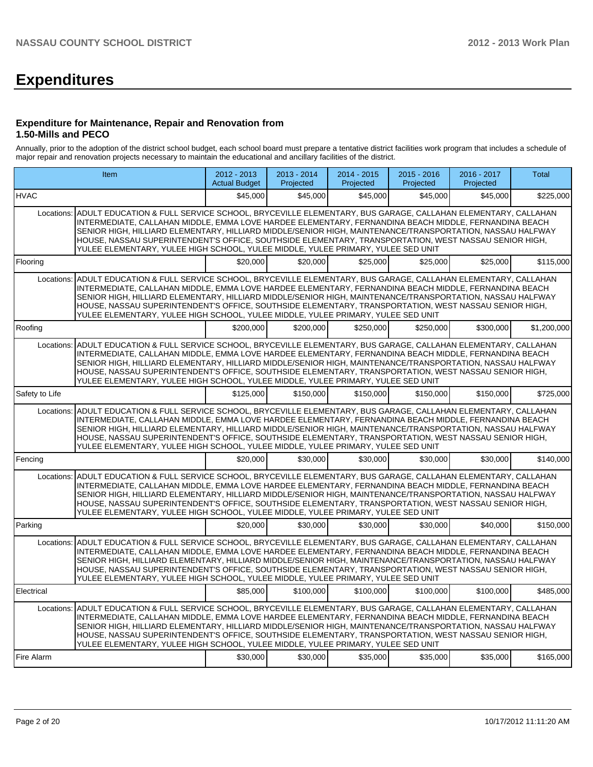# Expenditures

### Expenditure for Maintenance, Repair and Renovation from 1.50-Mills and PECO

Annually, prior to the adoption of the district school budget, each school board must prepare a tentative district facilities work program that includes a schedule of major repair and renovation projects necessary to maintain the educational and ancillary facilities of the district.

| Item | | 2012 - 2013 Actual Budget | 2013 - 2014 Projected | 2014 - 2015 Projected | 2015 - 2016 Projected | 2016 - 2017 Projected | Total |
|---|---|---|---|---|---|---|---|
| HVAC | | $45,000 | $45,000 | $45,000 | $45,000 | $45,000 | $225,000 |
| Locations: | ADULT EDUCATION & FULL SERVICE SCHOOL, BRYCEVILLE ELEMENTARY, BUS GARAGE, CALLAHAN ELEMENTARY, CALLAHAN INTERMEDIATE, CALLAHAN MIDDLE, EMMA LOVE HARDEE ELEMENTARY, FERNANDINA BEACH MIDDLE, FERNANDINA BEACH SENIOR HIGH, HILLIARD ELEMENTARY, HILLIARD MIDDLE/SENIOR HIGH, MAINTENANCE/TRANSPORTATION, NASSAU HALFWAY HOUSE, NASSAU SUPERINTENDENT'S OFFICE, SOUTHSIDE ELEMENTARY, TRANSPORTATION, WEST NASSAU SENIOR HIGH, YULEE ELEMENTARY, YULEE HIGH SCHOOL, YULEE MIDDLE, YULEE PRIMARY, YULEE SED UNIT | | | | | | |
| Flooring | | $20,000 | $20,000 | $25,000 | $25,000 | $25,000 | $115,000 |
| Locations: | ADULT EDUCATION & FULL SERVICE SCHOOL, BRYCEVILLE ELEMENTARY, BUS GARAGE, CALLAHAN ELEMENTARY, CALLAHAN INTERMEDIATE, CALLAHAN MIDDLE, EMMA LOVE HARDEE ELEMENTARY, FERNANDINA BEACH MIDDLE, FERNANDINA BEACH SENIOR HIGH, HILLIARD ELEMENTARY, HILLIARD MIDDLE/SENIOR HIGH, MAINTENANCE/TRANSPORTATION, NASSAU HALFWAY HOUSE, NASSAU SUPERINTENDENT'S OFFICE, SOUTHSIDE ELEMENTARY, TRANSPORTATION, WEST NASSAU SENIOR HIGH, YULEE ELEMENTARY, YULEE HIGH SCHOOL, YULEE MIDDLE, YULEE PRIMARY, YULEE SED UNIT | | | | | | |
| Roofing | | $200,000 | $200,000 | $250,000 | $250,000 | $300,000 | $1,200,000 |
| Locations: | ADULT EDUCATION & FULL SERVICE SCHOOL, BRYCEVILLE ELEMENTARY, BUS GARAGE, CALLAHAN ELEMENTARY, CALLAHAN INTERMEDIATE, CALLAHAN MIDDLE, EMMA LOVE HARDEE ELEMENTARY, FERNANDINA BEACH MIDDLE, FERNANDINA BEACH SENIOR HIGH, HILLIARD ELEMENTARY, HILLIARD MIDDLE/SENIOR HIGH, MAINTENANCE/TRANSPORTATION, NASSAU HALFWAY HOUSE, NASSAU SUPERINTENDENT'S OFFICE, SOUTHSIDE ELEMENTARY, TRANSPORTATION, WEST NASSAU SENIOR HIGH, YULEE ELEMENTARY, YULEE HIGH SCHOOL, YULEE MIDDLE, YULEE PRIMARY, YULEE SED UNIT | | | | | | |
| Safety to Life | | $125,000 | $150,000 | $150,000 | $150,000 | $150,000 | $725,000 |
| Locations: | ADULT EDUCATION & FULL SERVICE SCHOOL, BRYCEVILLE ELEMENTARY, BUS GARAGE, CALLAHAN ELEMENTARY, CALLAHAN INTERMEDIATE, CALLAHAN MIDDLE, EMMA LOVE HARDEE ELEMENTARY, FERNANDINA BEACH MIDDLE, FERNANDINA BEACH SENIOR HIGH, HILLIARD ELEMENTARY, HILLIARD MIDDLE/SENIOR HIGH, MAINTENANCE/TRANSPORTATION, NASSAU HALFWAY HOUSE, NASSAU SUPERINTENDENT'S OFFICE, SOUTHSIDE ELEMENTARY, TRANSPORTATION, WEST NASSAU SENIOR HIGH, YULEE ELEMENTARY, YULEE HIGH SCHOOL, YULEE MIDDLE, YULEE PRIMARY, YULEE SED UNIT | | | | | | |
| Fencing | | $20,000 | $30,000 | $30,000 | $30,000 | $30,000 | $140,000 |
| Locations: | ADULT EDUCATION & FULL SERVICE SCHOOL, BRYCEVILLE ELEMENTARY, BUS GARAGE, CALLAHAN ELEMENTARY, CALLAHAN INTERMEDIATE, CALLAHAN MIDDLE, EMMA LOVE HARDEE ELEMENTARY, FERNANDINA BEACH MIDDLE, FERNANDINA BEACH SENIOR HIGH, HILLIARD ELEMENTARY, HILLIARD MIDDLE/SENIOR HIGH, MAINTENANCE/TRANSPORTATION, NASSAU HALFWAY HOUSE, NASSAU SUPERINTENDENT'S OFFICE, SOUTHSIDE ELEMENTARY, TRANSPORTATION, WEST NASSAU SENIOR HIGH, YULEE ELEMENTARY, YULEE HIGH SCHOOL, YULEE MIDDLE, YULEE PRIMARY, YULEE SED UNIT | | | | | | |
| Parking | | $20,000 | $30,000 | $30,000 | $30,000 | $40,000 | $150,000 |
| Locations: | ADULT EDUCATION & FULL SERVICE SCHOOL, BRYCEVILLE ELEMENTARY, BUS GARAGE, CALLAHAN ELEMENTARY, CALLAHAN INTERMEDIATE, CALLAHAN MIDDLE, EMMA LOVE HARDEE ELEMENTARY, FERNANDINA BEACH MIDDLE, FERNANDINA BEACH SENIOR HIGH, HILLIARD ELEMENTARY, HILLIARD MIDDLE/SENIOR HIGH, MAINTENANCE/TRANSPORTATION, NASSAU HALFWAY HOUSE, NASSAU SUPERINTENDENT'S OFFICE, SOUTHSIDE ELEMENTARY, TRANSPORTATION, WEST NASSAU SENIOR HIGH, YULEE ELEMENTARY, YULEE HIGH SCHOOL, YULEE MIDDLE, YULEE PRIMARY, YULEE SED UNIT | | | | | | |
| Electrical | | $85,000 | $100,000 | $100,000 | $100,000 | $100,000 | $485,000 |
| Locations: | ADULT EDUCATION & FULL SERVICE SCHOOL, BRYCEVILLE ELEMENTARY, BUS GARAGE, CALLAHAN ELEMENTARY, CALLAHAN INTERMEDIATE, CALLAHAN MIDDLE, EMMA LOVE HARDEE ELEMENTARY, FERNANDINA BEACH MIDDLE, FERNANDINA BEACH SENIOR HIGH, HILLIARD ELEMENTARY, HILLIARD MIDDLE/SENIOR HIGH, MAINTENANCE/TRANSPORTATION, NASSAU HALFWAY HOUSE, NASSAU SUPERINTENDENT'S OFFICE, SOUTHSIDE ELEMENTARY, TRANSPORTATION, WEST NASSAU SENIOR HIGH, YULEE ELEMENTARY, YULEE HIGH SCHOOL, YULEE MIDDLE, YULEE PRIMARY, YULEE SED UNIT | | | | | | |
| Fire Alarm | | $30,000 | $30,000 | $35,000 | $35,000 | $35,000 | $165,000 |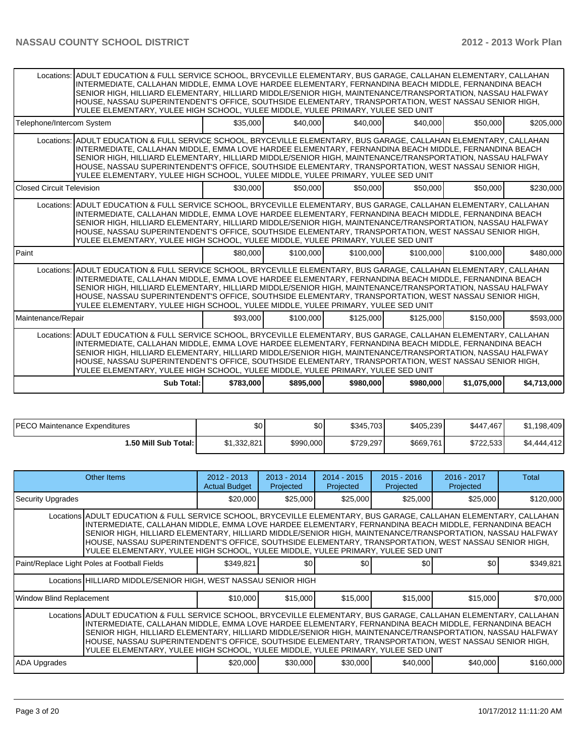| | | | | | | |
|---|---|---|---|---|---|---|
| Locations: | ADULT EDUCATION & FULL SERVICE SCHOOL, BRYCEVILLE ELEMENTARY, BUS GARAGE, CALLAHAN ELEMENTARY, CALLAHAN INTERMEDIATE, CALLAHAN MIDDLE, EMMA LOVE HARDEE ELEMENTARY, FERNANDINA BEACH MIDDLE, FERNANDINA BEACH SENIOR HIGH, HILLIARD ELEMENTARY, HILLIARD MIDDLE/SENIOR HIGH, MAINTENANCE/TRANSPORTATION, NASSAU HALFWAY HOUSE, NASSAU SUPERINTENDENT'S OFFICE, SOUTHSIDE ELEMENTARY, TRANSPORTATION, WEST NASSAU SENIOR HIGH, YULEE ELEMENTARY, YULEE HIGH SCHOOL, YULEE MIDDLE, YULEE PRIMARY, YULEE SED UNIT | | | | | |
| Telephone/Intercom System | | $35,000 | $40,000 | $40,000 | $40,000 | $50,000 | $205,000 |
| Locations: | ADULT EDUCATION & FULL SERVICE SCHOOL, BRYCEVILLE ELEMENTARY, BUS GARAGE, CALLAHAN ELEMENTARY, CALLAHAN INTERMEDIATE, CALLAHAN MIDDLE, EMMA LOVE HARDEE ELEMENTARY, FERNANDINA BEACH MIDDLE, FERNANDINA BEACH SENIOR HIGH, HILLIARD ELEMENTARY, HILLIARD MIDDLE/SENIOR HIGH, MAINTENANCE/TRANSPORTATION, NASSAU HALFWAY HOUSE, NASSAU SUPERINTENDENT'S OFFICE, SOUTHSIDE ELEMENTARY, TRANSPORTATION, WEST NASSAU SENIOR HIGH, YULEE ELEMENTARY, YULEE HIGH SCHOOL, YULEE MIDDLE, YULEE PRIMARY, YULEE SED UNIT | | | | | |
| Closed Circuit Television | | $30,000 | $50,000 | $50,000 | $50,000 | $50,000 | $230,000 |
| Locations: | ADULT EDUCATION & FULL SERVICE SCHOOL, BRYCEVILLE ELEMENTARY, BUS GARAGE, CALLAHAN ELEMENTARY, CALLAHAN INTERMEDIATE, CALLAHAN MIDDLE, EMMA LOVE HARDEE ELEMENTARY, FERNANDINA BEACH MIDDLE, FERNANDINA BEACH SENIOR HIGH, HILLIARD ELEMENTARY, HILLIARD MIDDLE/SENIOR HIGH, MAINTENANCE/TRANSPORTATION, NASSAU HALFWAY HOUSE, NASSAU SUPERINTENDENT'S OFFICE, SOUTHSIDE ELEMENTARY, TRANSPORTATION, WEST NASSAU SENIOR HIGH, YULEE ELEMENTARY, YULEE HIGH SCHOOL, YULEE MIDDLE, YULEE PRIMARY, YULEE SED UNIT | | | | | |
| Paint | | $80,000 | $100,000 | $100,000 | $100,000 | $100,000 | $480,000 |
| Locations: | ADULT EDUCATION & FULL SERVICE SCHOOL, BRYCEVILLE ELEMENTARY, BUS GARAGE, CALLAHAN ELEMENTARY, CALLAHAN INTERMEDIATE, CALLAHAN MIDDLE, EMMA LOVE HARDEE ELEMENTARY, FERNANDINA BEACH MIDDLE, FERNANDINA BEACH SENIOR HIGH, HILLIARD ELEMENTARY, HILLIARD MIDDLE/SENIOR HIGH, MAINTENANCE/TRANSPORTATION, NASSAU HALFWAY HOUSE, NASSAU SUPERINTENDENT'S OFFICE, SOUTHSIDE ELEMENTARY, TRANSPORTATION, WEST NASSAU SENIOR HIGH, YULEE ELEMENTARY, YULEE HIGH SCHOOL, YULEE MIDDLE, YULEE PRIMARY, YULEE SED UNIT | | | | | |
| Maintenance/Repair | | $93,000 | $100,000 | $125,000 | $125,000 | $150,000 | $593,000 |
| Locations: | ADULT EDUCATION & FULL SERVICE SCHOOL, BRYCEVILLE ELEMENTARY, BUS GARAGE, CALLAHAN ELEMENTARY, CALLAHAN INTERMEDIATE, CALLAHAN MIDDLE, EMMA LOVE HARDEE ELEMENTARY, FERNANDINA BEACH MIDDLE, FERNANDINA BEACH SENIOR HIGH, HILLIARD ELEMENTARY, HILLIARD MIDDLE/SENIOR HIGH, MAINTENANCE/TRANSPORTATION, NASSAU HALFWAY HOUSE, NASSAU SUPERINTENDENT'S OFFICE, SOUTHSIDE ELEMENTARY, TRANSPORTATION, WEST NASSAU SENIOR HIGH, YULEE ELEMENTARY, YULEE HIGH SCHOOL, YULEE MIDDLE, YULEE PRIMARY, YULEE SED UNIT | | | | | |
| | **Sub Total:** | **$783,000** | **$895,000** | **$980,000** | **$980,000** | **$1,075,000** | **$4,713,000** |

| | | | | | | |
|---|---|---|---|---|---|---|
| PECO Maintenance Expenditures | $0 | $0 | $345,703 | $405,239 | $447,467 | $1,198,409 |
| **1.50 Mill Sub Total:** | $1,332,821 | $990,000 | $729,297 | $669,761 | $722,533 | $4,444,412 |

| Other Items | | 2012 - 2013 Actual Budget | 2013 - 2014 Projected | 2014 - 2015 Projected | 2015 - 2016 Projected | 2016 - 2017 Projected | Total |
|---|---|---|---|---|---|---|---|
| Security Upgrades | | $20,000 | $25,000 | $25,000 | $25,000 | $25,000 | $120,000 |
| Locations | ADULT EDUCATION & FULL SERVICE SCHOOL, BRYCEVILLE ELEMENTARY, BUS GARAGE, CALLAHAN ELEMENTARY, CALLAHAN INTERMEDIATE, CALLAHAN MIDDLE, EMMA LOVE HARDEE ELEMENTARY, FERNANDINA BEACH MIDDLE, FERNANDINA BEACH SENIOR HIGH, HILLIARD ELEMENTARY, HILLIARD MIDDLE/SENIOR HIGH, MAINTENANCE/TRANSPORTATION, NASSAU HALFWAY HOUSE, NASSAU SUPERINTENDENT'S OFFICE, SOUTHSIDE ELEMENTARY, TRANSPORTATION, WEST NASSAU SENIOR HIGH, YULEE ELEMENTARY, YULEE HIGH SCHOOL, YULEE MIDDLE, YULEE PRIMARY, YULEE SED UNIT | | | | | | |
| Paint/Replace Light Poles at Football Fields | | $349,821 | $0 | $0 | $0 | $0 | $349,821 |
| Locations | HILLIARD MIDDLE/SENIOR HIGH, WEST NASSAU SENIOR HIGH | | | | | | |
| Window Blind Replacement | | $10,000 | $15,000 | $15,000 | $15,000 | $15,000 | $70,000 |
| Locations | ADULT EDUCATION & FULL SERVICE SCHOOL, BRYCEVILLE ELEMENTARY, BUS GARAGE, CALLAHAN ELEMENTARY, CALLAHAN INTERMEDIATE, CALLAHAN MIDDLE, EMMA LOVE HARDEE ELEMENTARY, FERNANDINA BEACH MIDDLE, FERNANDINA BEACH SENIOR HIGH, HILLIARD ELEMENTARY, HILLIARD MIDDLE/SENIOR HIGH, MAINTENANCE/TRANSPORTATION, NASSAU HALFWAY HOUSE, NASSAU SUPERINTENDENT'S OFFICE, SOUTHSIDE ELEMENTARY, TRANSPORTATION, WEST NASSAU SENIOR HIGH, YULEE ELEMENTARY, YULEE HIGH SCHOOL, YULEE MIDDLE, YULEE PRIMARY, YULEE SED UNIT | | | | | | |
| ADA Upgrades | | $20,000 | $30,000 | $30,000 | $40,000 | $40,000 | $160,000 |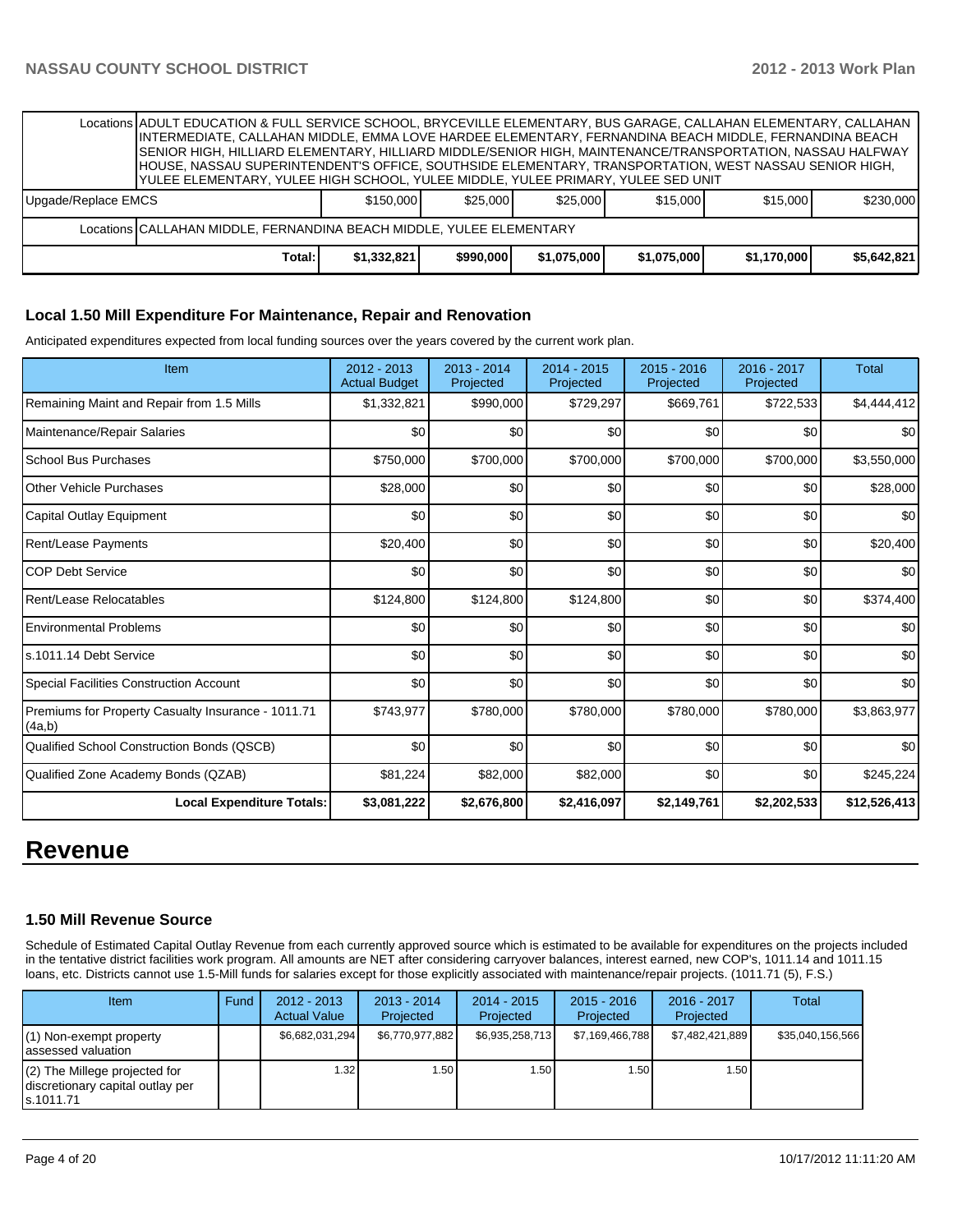| | | | | | | |
|---|---|---|---|---|---|---|
| Locations | ADULT EDUCATION & FULL SERVICE SCHOOL, BRYCEVILLE ELEMENTARY, BUS GARAGE, CALLAHAN ELEMENTARY, CALLAHAN INTERMEDIATE, CALLAHAN MIDDLE, EMMA LOVE HARDEE ELEMENTARY, FERNANDINA BEACH MIDDLE, FERNANDINA BEACH SENIOR HIGH, HILLIARD ELEMENTARY, HILLIARD MIDDLE/SENIOR HIGH, MAINTENANCE/TRANSPORTATION, NASSAU HALFWAY HOUSE, NASSAU SUPERINTENDENT'S OFFICE, SOUTHSIDE ELEMENTARY, TRANSPORTATION, WEST NASSAU SENIOR HIGH, YULEE ELEMENTARY, YULEE HIGH SCHOOL, YULEE MIDDLE, YULEE PRIMARY, YULEE SED UNIT | | | | | |
| Upgrade/Replace EMCS | $150,000 | $25,000 | $25,000 | $15,000 | $15,000 | $230,000 |
| Locations | CALLAHAN MIDDLE, FERNANDINA BEACH MIDDLE, YULEE ELEMENTARY | | | | | |
| Total: | $1,332,821 | $990,000 | $1,075,000 | $1,075,000 | $1,170,000 | $5,642,821 |

### Local 1.50 Mill Expenditure For Maintenance, Repair and Renovation

Anticipated expenditures expected from local funding sources over the years covered by the current work plan.

| Item | 2012 - 2013 Actual Budget | 2013 - 2014 Projected | 2014 - 2015 Projected | 2015 - 2016 Projected | 2016 - 2017 Projected | Total |
|---|---|---|---|---|---|---|
| Remaining Maint and Repair from 1.5 Mills | $1,332,821 | $990,000 | $729,297 | $669,761 | $722,533 | $4,444,412 |
| Maintenance/Repair Salaries | $0 | $0 | $0 | $0 | $0 | $0 |
| School Bus Purchases | $750,000 | $700,000 | $700,000 | $700,000 | $700,000 | $3,550,000 |
| Other Vehicle Purchases | $28,000 | $0 | $0 | $0 | $0 | $28,000 |
| Capital Outlay Equipment | $0 | $0 | $0 | $0 | $0 | $0 |
| Rent/Lease Payments | $20,400 | $0 | $0 | $0 | $0 | $20,400 |
| COP Debt Service | $0 | $0 | $0 | $0 | $0 | $0 |
| Rent/Lease Relocatables | $124,800 | $124,800 | $124,800 | $0 | $0 | $374,400 |
| Environmental Problems | $0 | $0 | $0 | $0 | $0 | $0 |
| s.1011.14 Debt Service | $0 | $0 | $0 | $0 | $0 | $0 |
| Special Facilities Construction Account | $0 | $0 | $0 | $0 | $0 | $0 |
| Premiums for Property Casualty Insurance - 1011.71 (4a,b) | $743,977 | $780,000 | $780,000 | $780,000 | $780,000 | $3,863,977 |
| Qualified School Construction Bonds (QSCB) | $0 | $0 | $0 | $0 | $0 | $0 |
| Qualified Zone Academy Bonds (QZAB) | $81,224 | $82,000 | $82,000 | $0 | $0 | $245,224 |
| **Local Expenditure Totals:** | **$3,081,222** | **$2,676,800** | **$2,416,097** | **$2,149,761** | **$2,202,533** | **$12,526,413** |

# Revenue

### 1.50 Mill Revenue Source

Schedule of Estimated Capital Outlay Revenue from each currently approved source which is estimated to be available for expenditures on the projects included in the tentative district facilities work program. All amounts are NET after considering carryover balances, interest earned, new COP's, 1011.14 and 1011.15 loans, etc. Districts cannot use 1.5-Mill funds for salaries except for those explicitly associated with maintenance/repair projects. (1011.71 (5), F.S.)

| Item | Fund | 2012 - 2013 Actual Value | 2013 - 2014 Projected | 2014 - 2015 Projected | 2015 - 2016 Projected | 2016 - 2017 Projected | Total |
|---|---|---|---|---|---|---|---|
| (1) Non-exempt property assessed valuation | | $6,682,031,294 | $6,770,977,882 | $6,935,258,713 | $7,169,466,788 | $7,482,421,889 | $35,040,156,566 |
| (2) The Millege projected for discretionary capital outlay per s.1011.71 | | 1.32 | 1.50 | 1.50 | 1.50 | 1.50 | |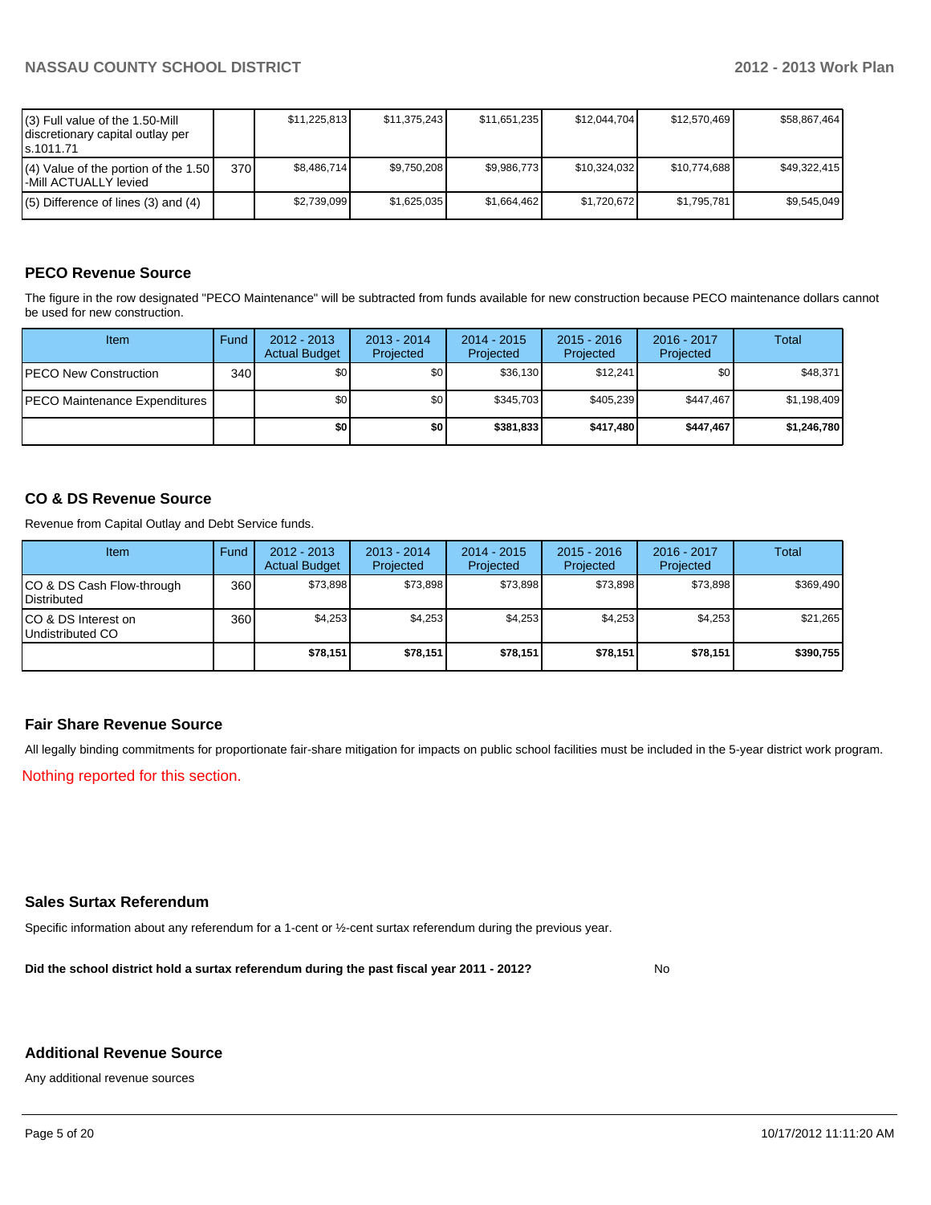| (3) Full value of the 1.50-Mill discretionary capital outlay per s.1011.71 | | $11,225,813 | $11,375,243 | $11,651,235 | $12,044,704 | $12,570,469 | $58,867,464 |
|---|---|---|---|---|---|---|---|
| (4) Value of the portion of the 1.50 -Mill ACTUALLY levied | 370 | $8,486,714 | $9,750,208 | $9,986,773 | $10,324,032 | $10,774,688 | $49,322,415 |
| (5) Difference of lines (3) and (4) | | $2,739,099 | $1,625,035 | $1,664,462 | $1,720,672 | $1,795,781 | $9,545,049 |

## PECO Revenue Source

The figure in the row designated "PECO Maintenance" will be subtracted from funds available for new construction because PECO maintenance dollars cannot be used for new construction.

| Item | Fund | 2012 - 2013 Actual Budget | 2013 - 2014 Projected | 2014 - 2015 Projected | 2015 - 2016 Projected | 2016 - 2017 Projected | Total |
|---|---|---|---|---|---|---|---|
| PECO New Construction | 340 | $0 | $0 | $36,130 | $12,241 | $0 | $48,371 |
| PECO Maintenance Expenditures | | $0 | $0 | $345,703 | $405,239 | $447,467 | $1,198,409 |
| | | **$0** | **$0** | **$381,833** | **$417,480** | **$447,467** | **$1,246,780** |

## CO & DS Revenue Source

Revenue from Capital Outlay and Debt Service funds.

| Item | Fund | 2012 - 2013 Actual Budget | 2013 - 2014 Projected | 2014 - 2015 Projected | 2015 - 2016 Projected | 2016 - 2017 Projected | Total |
|---|---|---|---|---|---|---|---|
| CO & DS Cash Flow-through Distributed | 360 | $73,898 | $73,898 | $73,898 | $73,898 | $73,898 | $369,490 |
| CO & DS Interest on Undistributed CO | 360 | $4,253 | $4,253 | $4,253 | $4,253 | $4,253 | $21,265 |
| | | **$78,151** | **$78,151** | **$78,151** | **$78,151** | **$78,151** | **$390,755** |

## Fair Share Revenue Source

All legally binding commitments for proportionate fair-share mitigation for impacts on public school facilities must be included in the 5-year district work program.

Nothing reported for this section.

## Sales Surtax Referendum

Specific information about any referendum for a 1-cent or ½-cent surtax referendum during the previous year.

**Did the school district hold a surtax referendum during the past fiscal year 2011 - 2012?** No

## Additional Revenue Source

Any additional revenue sources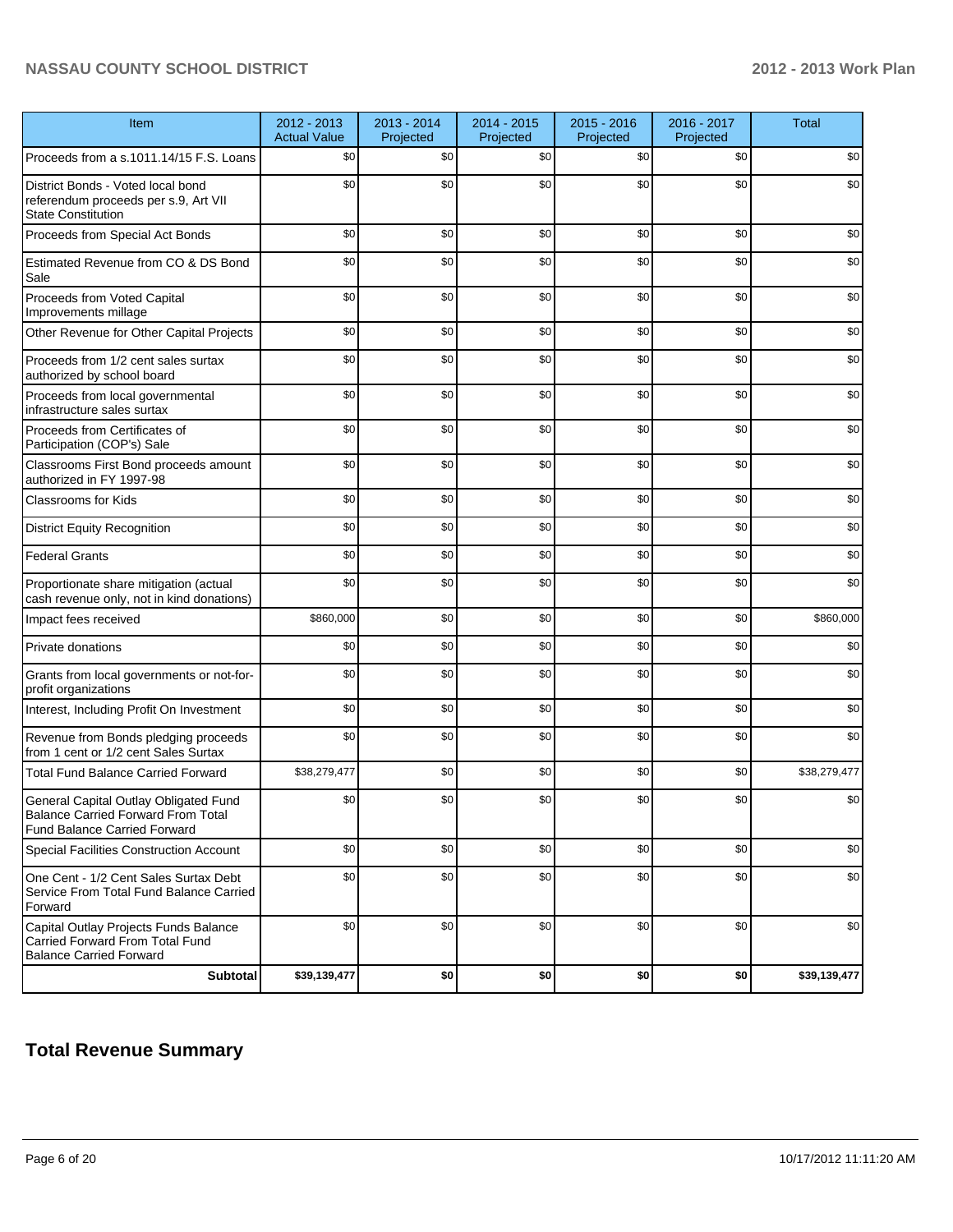| Item | 2012 - 2013 Actual Value | 2013 - 2014 Projected | 2014 - 2015 Projected | 2015 - 2016 Projected | 2016 - 2017 Projected | Total |
| --- | --- | --- | --- | --- | --- | --- |
| Proceeds from a s.1011.14/15 F.S. Loans | $0 | $0 | $0 | $0 | $0 | $0 |
| District Bonds - Voted local bond referendum proceeds per s.9, Art VII State Constitution | $0 | $0 | $0 | $0 | $0 | $0 |
| Proceeds from Special Act Bonds | $0 | $0 | $0 | $0 | $0 | $0 |
| Estimated Revenue from CO & DS Bond Sale | $0 | $0 | $0 | $0 | $0 | $0 |
| Proceeds from Voted Capital Improvements millage | $0 | $0 | $0 | $0 | $0 | $0 |
| Other Revenue for Other Capital Projects | $0 | $0 | $0 | $0 | $0 | $0 |
| Proceeds from 1/2 cent sales surtax authorized by school board | $0 | $0 | $0 | $0 | $0 | $0 |
| Proceeds from local governmental infrastructure sales surtax | $0 | $0 | $0 | $0 | $0 | $0 |
| Proceeds from Certificates of Participation (COP's) Sale | $0 | $0 | $0 | $0 | $0 | $0 |
| Classrooms First Bond proceeds amount authorized in FY 1997-98 | $0 | $0 | $0 | $0 | $0 | $0 |
| Classrooms for Kids | $0 | $0 | $0 | $0 | $0 | $0 |
| District Equity Recognition | $0 | $0 | $0 | $0 | $0 | $0 |
| Federal Grants | $0 | $0 | $0 | $0 | $0 | $0 |
| Proportionate share mitigation (actual cash revenue only, not in kind donations) | $0 | $0 | $0 | $0 | $0 | $0 |
| Impact fees received | $860,000 | $0 | $0 | $0 | $0 | $860,000 |
| Private donations | $0 | $0 | $0 | $0 | $0 | $0 |
| Grants from local governments or not-for-profit organizations | $0 | $0 | $0 | $0 | $0 | $0 |
| Interest, Including Profit On Investment | $0 | $0 | $0 | $0 | $0 | $0 |
| Revenue from Bonds pledging proceeds from 1 cent or 1/2 cent Sales Surtax | $0 | $0 | $0 | $0 | $0 | $0 |
| Total Fund Balance Carried Forward | $38,279,477 | $0 | $0 | $0 | $0 | $38,279,477 |
| General Capital Outlay Obligated Fund Balance Carried Forward From Total Fund Balance Carried Forward | $0 | $0 | $0 | $0 | $0 | $0 |
| Special Facilities Construction Account | $0 | $0 | $0 | $0 | $0 | $0 |
| One Cent - 1/2 Cent Sales Surtax Debt Service From Total Fund Balance Carried Forward | $0 | $0 | $0 | $0 | $0 | $0 |
| Capital Outlay Projects Funds Balance Carried Forward From Total Fund Balance Carried Forward | $0 | $0 | $0 | $0 | $0 | $0 |
| **Subtotal** | **$39,139,477** | **$0** | **$0** | **$0** | **$0** | **$39,139,477** |

## Total Revenue Summary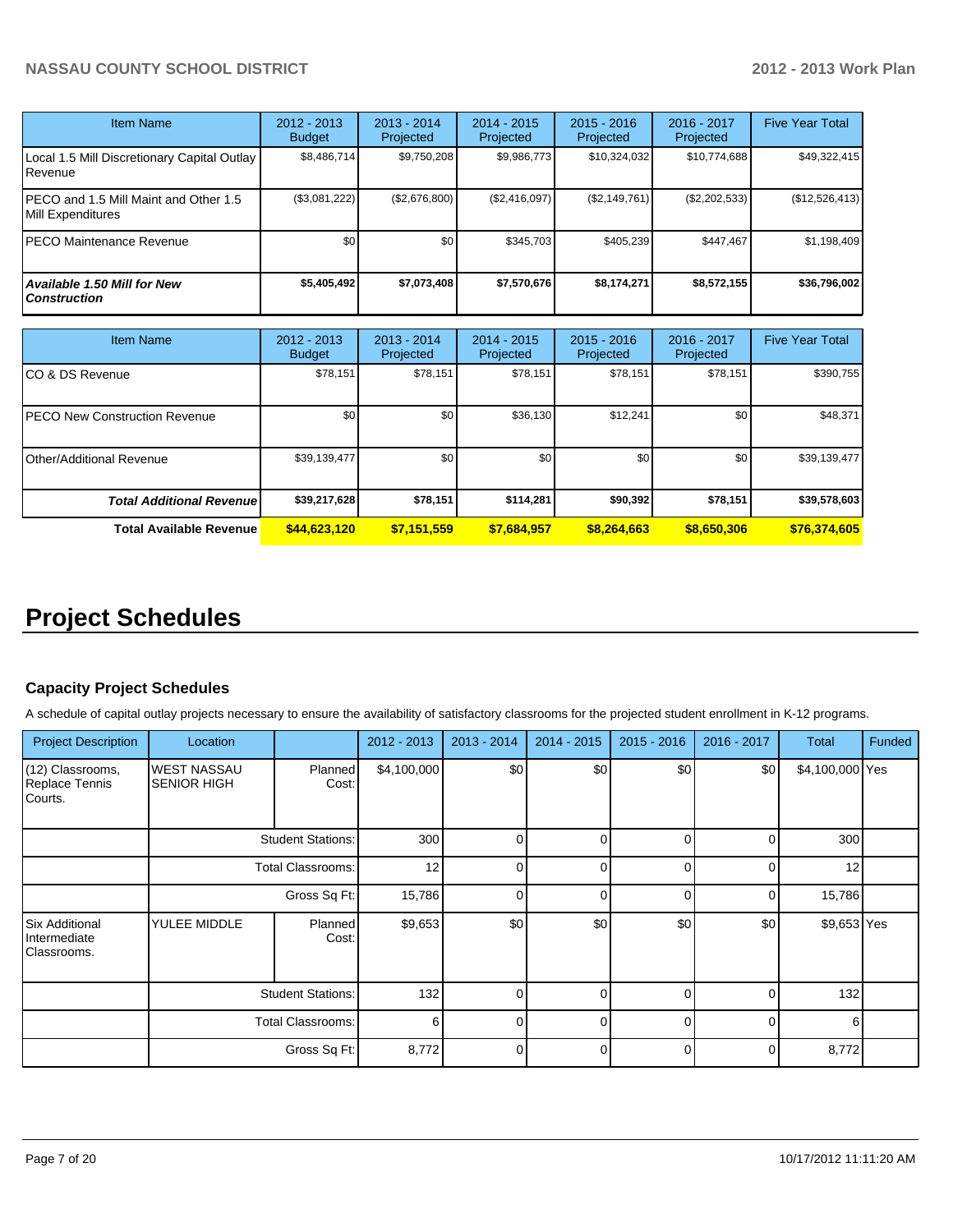| Item Name | 2012 - 2013 Budget | 2013 - 2014 Projected | 2014 - 2015 Projected | 2015 - 2016 Projected | 2016 - 2017 Projected | Five Year Total |
|---|---|---|---|---|---|---|
| Local 1.5 Mill Discretionary Capital Outlay Revenue | $8,486,714 | $9,750,208 | $9,986,773 | $10,324,032 | $10,774,688 | $49,322,415 |
| PECO and 1.5 Mill Maint and Other 1.5 Mill Expenditures | ($3,081,222) | ($2,676,800) | ($2,416,097) | ($2,149,761) | ($2,202,533) | ($12,526,413) |
| PECO Maintenance Revenue | $0 | $0 | $345,703 | $405,239 | $447,467 | $1,198,409 |
| ***Available 1.50 Mill for New Construction*** | **$5,405,492** | **$7,073,408** | **$7,570,676** | **$8,174,271** | **$8,572,155** | **$36,796,002** |

| Item Name | 2012 - 2013 Budget | 2013 - 2014 Projected | 2014 - 2015 Projected | 2015 - 2016 Projected | 2016 - 2017 Projected | Five Year Total |
|---|---|---|---|---|---|---|
| CO & DS Revenue | $78,151 | $78,151 | $78,151 | $78,151 | $78,151 | $390,755 |
| PECO New Construction Revenue | $0 | $0 | $36,130 | $12,241 | $0 | $48,371 |
| Other/Additional Revenue | $39,139,477 | $0 | $0 | $0 | $0 | $39,139,477 |
| ***Total Additional Revenue*** | **$39,217,628** | **$78,151** | **$114,281** | **$90,392** | **$78,151** | **$39,578,603** |
| **Total Available Revenue** | **$44,623,120** | **$7,151,559** | **$7,684,957** | **$8,264,663** | **$8,650,306** | **$76,374,605** |

# Project Schedules

### Capacity Project Schedules

A schedule of capital outlay projects necessary to ensure the availability of satisfactory classrooms for the projected student enrollment in K-12 programs.

| Project Description | Location | | 2012 - 2013 | 2013 - 2014 | 2014 - 2015 | 2015 - 2016 | 2016 - 2017 | Total | Funded |
|---|---|---|---|---|---|---|---|---|---|
| (12) Classrooms, Replace Tennis Courts. | WEST NASSAU SENIOR HIGH | Planned Cost: | $4,100,000 | $0 | $0 | $0 | $0 | $4,100,000 | Yes |
| | | Student Stations: | 300 | 0 | 0 | 0 | 0 | 300 | |
| | | Total Classrooms: | 12 | 0 | 0 | 0 | 0 | 12 | |
| | | Gross Sq Ft: | 15,786 | 0 | 0 | 0 | 0 | 15,786 | |
| Six Additional Intermediate Classrooms. | YULEE MIDDLE | Planned Cost: | $9,653 | $0 | $0 | $0 | $0 | $9,653 | Yes |
| | | Student Stations: | 132 | 0 | 0 | 0 | 0 | 132 | |
| | | Total Classrooms: | 6 | 0 | 0 | 0 | 0 | 6 | |
| | | Gross Sq Ft: | 8,772 | 0 | 0 | 0 | 0 | 8,772 | |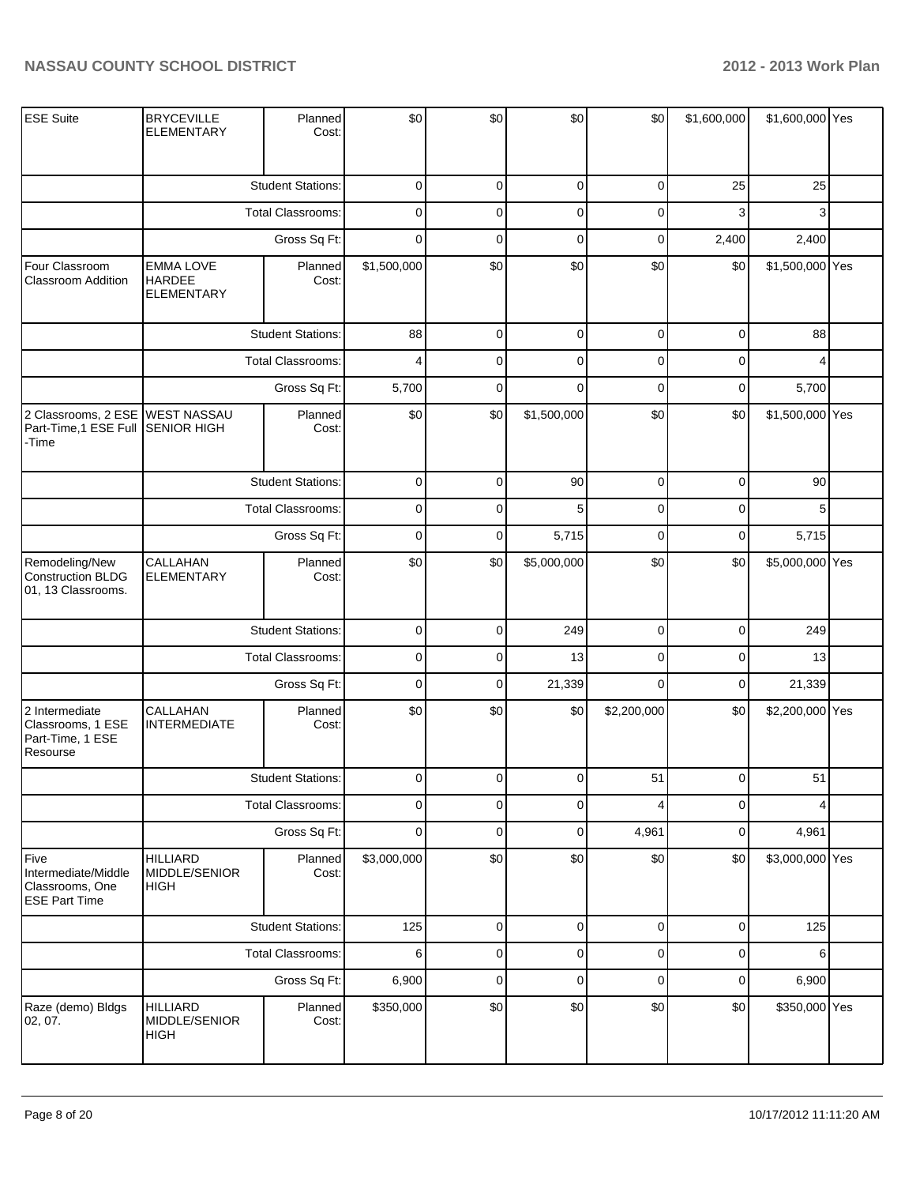| ESE Suite | BRYCEVILLE ELEMENTARY | Planned Cost: | $0 | $0 | $0 | $0 | $1,600,000 | $1,600,000 | Yes |
|---|---|---|---|---|---|---|---|---|---|
| | Student Stations: | | 0 | 0 | 0 | 0 | 25 | 25 | |
| | Total Classrooms: | | 0 | 0 | 0 | 0 | 3 | 3 | |
| | Gross Sq Ft: | | 0 | 0 | 0 | 0 | 2,400 | 2,400 | |
| Four Classroom Classroom Addition | EMMA LOVE HARDEE ELEMENTARY | Planned Cost: | $1,500,000 | $0 | $0 | $0 | $0 | $1,500,000 | Yes |
| | Student Stations: | | 88 | 0 | 0 | 0 | 0 | 88 | |
| | Total Classrooms: | | 4 | 0 | 0 | 0 | 0 | 4 | |
| | Gross Sq Ft: | | 5,700 | 0 | 0 | 0 | 0 | 5,700 | |
| 2 Classrooms, 2 ESE Part-Time,1 ESE Full -Time | WEST NASSAU SENIOR HIGH | Planned Cost: | $0 | $0 | $1,500,000 | $0 | $0 | $1,500,000 | Yes |
| | Student Stations: | | 0 | 0 | 90 | 0 | 0 | 90 | |
| | Total Classrooms: | | 0 | 0 | 5 | 0 | 0 | 5 | |
| | Gross Sq Ft: | | 0 | 0 | 5,715 | 0 | 0 | 5,715 | |
| Remodeling/New Construction BLDG 01, 13 Classrooms. | CALLAHAN ELEMENTARY | Planned Cost: | $0 | $0 | $5,000,000 | $0 | $0 | $5,000,000 | Yes |
| | Student Stations: | | 0 | 0 | 249 | 0 | 0 | 249 | |
| | Total Classrooms: | | 0 | 0 | 13 | 0 | 0 | 13 | |
| | Gross Sq Ft: | | 0 | 0 | 21,339 | 0 | 0 | 21,339 | |
| 2 Intermediate Classrooms, 1 ESE Part-Time, 1 ESE Resourse | CALLAHAN INTERMEDIATE | Planned Cost: | $0 | $0 | $0 | $2,200,000 | $0 | $2,200,000 | Yes |
| | Student Stations: | | 0 | 0 | 0 | 51 | 0 | 51 | |
| | Total Classrooms: | | 0 | 0 | 0 | 4 | 0 | 4 | |
| | Gross Sq Ft: | | 0 | 0 | 0 | 4,961 | 0 | 4,961 | |
| Five Intermediate/Middle Classrooms, One ESE Part Time | HILLIARD MIDDLE/SENIOR HIGH | Planned Cost: | $3,000,000 | $0 | $0 | $0 | $0 | $3,000,000 | Yes |
| | Student Stations: | | 125 | 0 | 0 | 0 | 0 | 125 | |
| | Total Classrooms: | | 6 | 0 | 0 | 0 | 0 | 6 | |
| | Gross Sq Ft: | | 6,900 | 0 | 0 | 0 | 0 | 6,900 | |
| Raze (demo) Bldgs 02, 07. | HILLIARD MIDDLE/SENIOR HIGH | Planned Cost: | $350,000 | $0 | $0 | $0 | $0 | $350,000 | Yes |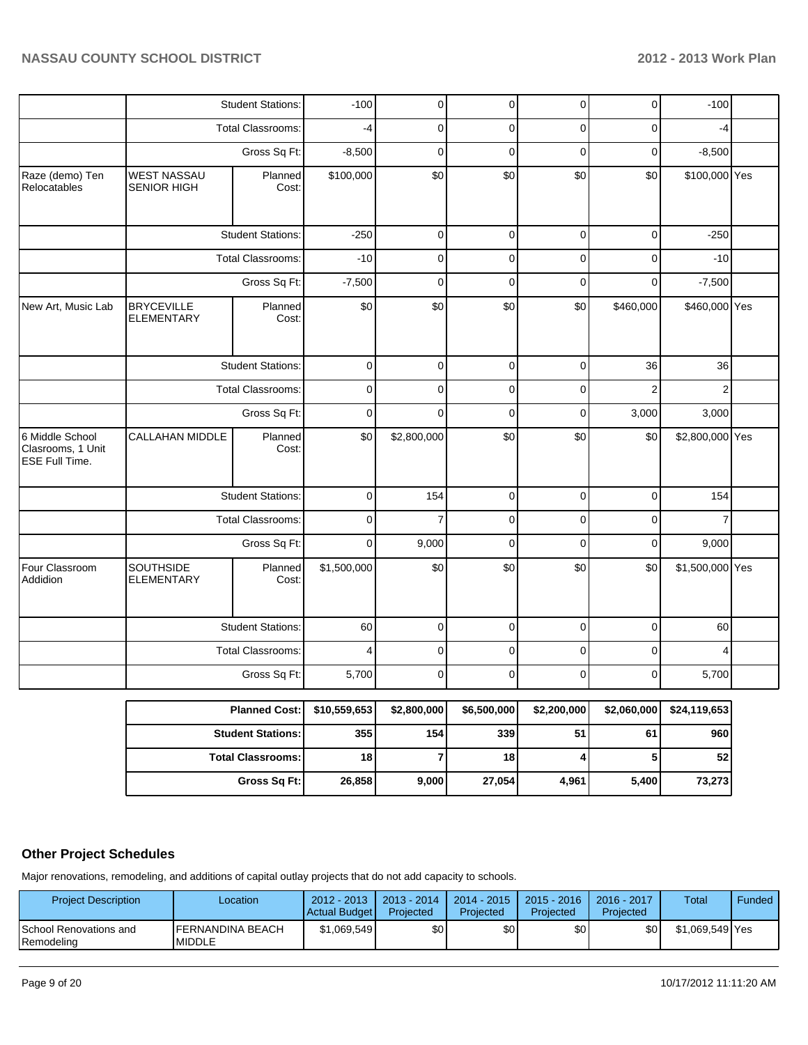| | | | | | | | | | |
|---|---|---|---|---|---|---|---|---|---|
| | Student Stations: | | -100 | 0 | 0 | 0 | 0 | -100 | |
| | Total Classrooms: | | -4 | 0 | 0 | 0 | 0 | -4 | |
| | Gross Sq Ft: | | -8,500 | 0 | 0 | 0 | 0 | -8,500 | |
| Raze (demo) Ten Relocatables | WEST NASSAU SENIOR HIGH | Planned Cost: | $100,000 | $0 | $0 | $0 | $0 | $100,000 | Yes |
| | Student Stations: | | -250 | 0 | 0 | 0 | 0 | -250 | |
| | Total Classrooms: | | -10 | 0 | 0 | 0 | 0 | -10 | |
| | Gross Sq Ft: | | -7,500 | 0 | 0 | 0 | 0 | -7,500 | |
| New Art, Music Lab | BRYCEVILLE ELEMENTARY | Planned Cost: | $0 | $0 | $0 | $0 | $460,000 | $460,000 | Yes |
| | Student Stations: | | 0 | 0 | 0 | 0 | 36 | 36 | |
| | Total Classrooms: | | 0 | 0 | 0 | 0 | 2 | 2 | |
| | Gross Sq Ft: | | 0 | 0 | 0 | 0 | 3,000 | 3,000 | |
| 6 Middle School Clasrooms, 1 Unit ESE Full Time. | CALLAHAN MIDDLE | Planned Cost: | $0 | $2,800,000 | $0 | $0 | $0 | $2,800,000 | Yes |
| | Student Stations: | | 0 | 154 | 0 | 0 | 0 | 154 | |
| | Total Classrooms: | | 0 | 7 | 0 | 0 | 0 | 7 | |
| | Gross Sq Ft: | | 0 | 9,000 | 0 | 0 | 0 | 9,000 | |
| Four Classroom Addidion | SOUTHSIDE ELEMENTARY | Planned Cost: | $1,500,000 | $0 | $0 | $0 | $0 | $1,500,000 | Yes |
| | Student Stations: | | 60 | 0 | 0 | 0 | 0 | 60 | |
| | Total Classrooms: | | 4 | 0 | 0 | 0 | 0 | 4 | |
| | Gross Sq Ft: | | 5,700 | 0 | 0 | 0 | 0 | 5,700 | |

| | | | | | | |
|---|---|---|---|---|---|---|
| **Planned Cost:** | **$10,559,653** | **$2,800,000** | **$6,500,000** | **$2,200,000** | **$2,060,000** | **$24,119,653** |
| **Student Stations:** | **355** | **154** | **339** | **51** | **61** | **960** |
| **Total Classrooms:** | **18** | **7** | **18** | **4** | **5** | **52** |
| **Gross Sq Ft:** | **26,858** | **9,000** | **27,054** | **4,961** | **5,400** | **73,273** |

## Other Project Schedules

Major renovations, remodeling, and additions of capital outlay projects that do not add capacity to schools.

| Project Description | Location | 2012 - 2013 Actual Budget | 2013 - 2014 Projected | 2014 - 2015 Projected | 2015 - 2016 Projected | 2016 - 2017 Projected | Total | Funded |
|---|---|---|---|---|---|---|---|---|
| School Renovations and Remodeling | FERNANDINA BEACH MIDDLE | $1,069,549 | $0 | $0 | $0 | $0 | $1,069,549 | Yes |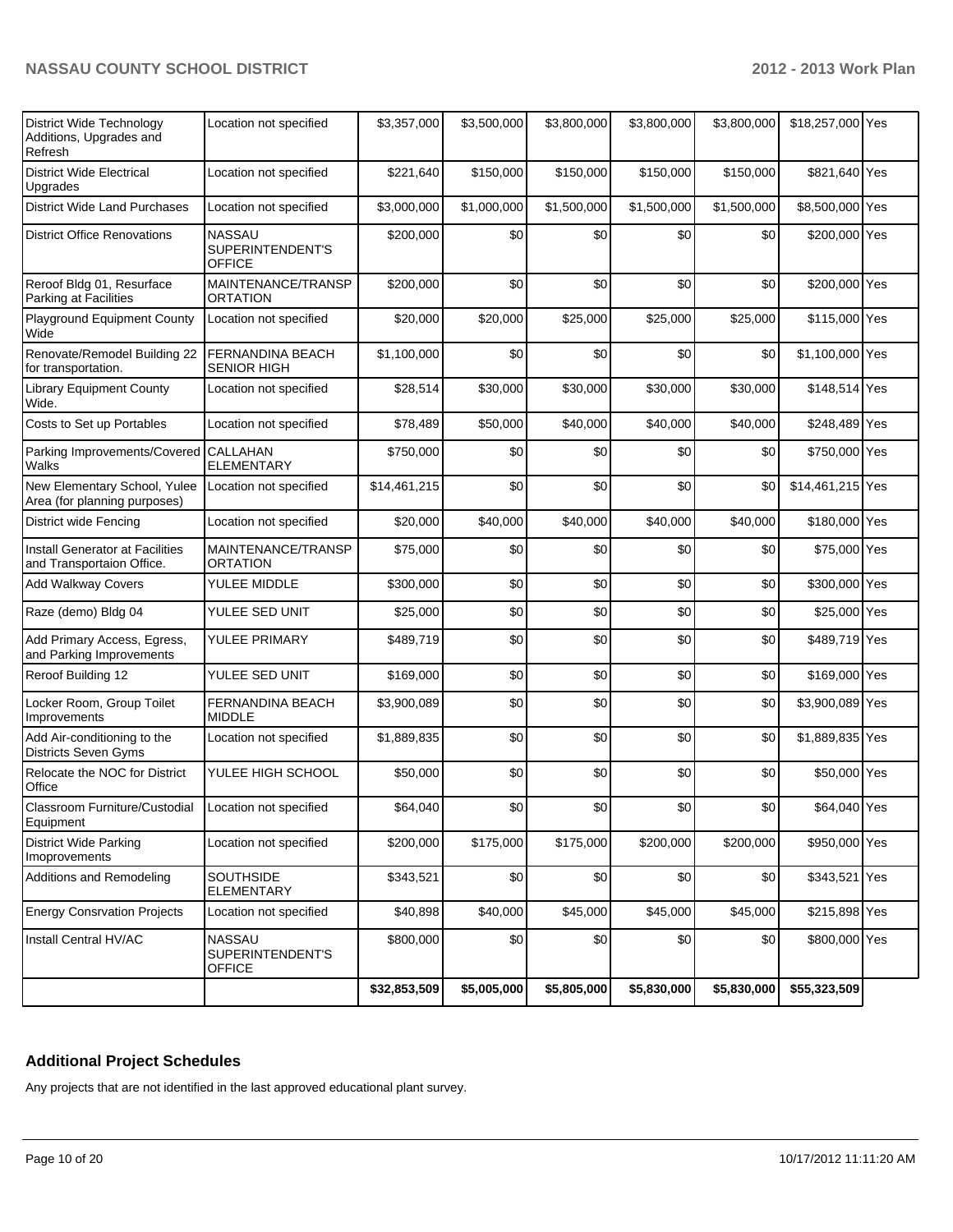| | | | | | | | | |
|---|---|---|---|---|---|---|---|---|
| District Wide Technology Additions, Upgrades and Refresh | Location not specified | $3,357,000 | $3,500,000 | $3,800,000 | $3,800,000 | $3,800,000 | $18,257,000 | Yes |
| District Wide Electrical Upgrades | Location not specified | $221,640 | $150,000 | $150,000 | $150,000 | $150,000 | $821,640 | Yes |
| District Wide Land Purchases | Location not specified | $3,000,000 | $1,000,000 | $1,500,000 | $1,500,000 | $1,500,000 | $8,500,000 | Yes |
| District Office Renovations | NASSAU SUPERINTENDENT'S OFFICE | $200,000 | $0 | $0 | $0 | $0 | $200,000 | Yes |
| Reroof Bldg 01, Resurface Parking at Facilities | MAINTENANCE/TRANSPORTATION | $200,000 | $0 | $0 | $0 | $0 | $200,000 | Yes |
| Playground Equipment County Wide | Location not specified | $20,000 | $20,000 | $25,000 | $25,000 | $25,000 | $115,000 | Yes |
| Renovate/Remodel Building 22 for transportation. | FERNANDINA BEACH SENIOR HIGH | $1,100,000 | $0 | $0 | $0 | $0 | $1,100,000 | Yes |
| Library Equipment County Wide. | Location not specified | $28,514 | $30,000 | $30,000 | $30,000 | $30,000 | $148,514 | Yes |
| Costs to Set up Portables | Location not specified | $78,489 | $50,000 | $40,000 | $40,000 | $40,000 | $248,489 | Yes |
| Parking Improvements/Covered Walks | CALLAHAN ELEMENTARY | $750,000 | $0 | $0 | $0 | $0 | $750,000 | Yes |
| New Elementary School, Yulee Area (for planning purposes) | Location not specified | $14,461,215 | $0 | $0 | $0 | $0 | $14,461,215 | Yes |
| District wide Fencing | Location not specified | $20,000 | $40,000 | $40,000 | $40,000 | $40,000 | $180,000 | Yes |
| Install Generator at Facilities and Transportaion Office. | MAINTENANCE/TRANSPORTATION | $75,000 | $0 | $0 | $0 | $0 | $75,000 | Yes |
| Add Walkway Covers | YULEE MIDDLE | $300,000 | $0 | $0 | $0 | $0 | $300,000 | Yes |
| Raze (demo) Bldg 04 | YULEE SED UNIT | $25,000 | $0 | $0 | $0 | $0 | $25,000 | Yes |
| Add Primary Access, Egress, and Parking Improvements | YULEE PRIMARY | $489,719 | $0 | $0 | $0 | $0 | $489,719 | Yes |
| Reroof Building 12 | YULEE SED UNIT | $169,000 | $0 | $0 | $0 | $0 | $169,000 | Yes |
| Locker Room, Group Toilet Improvements | FERNANDINA BEACH MIDDLE | $3,900,089 | $0 | $0 | $0 | $0 | $3,900,089 | Yes |
| Add Air-conditioning to the Districts Seven Gyms | Location not specified | $1,889,835 | $0 | $0 | $0 | $0 | $1,889,835 | Yes |
| Relocate the NOC for District Office | YULEE HIGH SCHOOL | $50,000 | $0 | $0 | $0 | $0 | $50,000 | Yes |
| Classroom Furniture/Custodial Equipment | Location not specified | $64,040 | $0 | $0 | $0 | $0 | $64,040 | Yes |
| District Wide Parking Imoprovements | Location not specified | $200,000 | $175,000 | $175,000 | $200,000 | $200,000 | $950,000 | Yes |
| Additions and Remodeling | SOUTHSIDE ELEMENTARY | $343,521 | $0 | $0 | $0 | $0 | $343,521 | Yes |
| Energy Consrvation Projects | Location not specified | $40,898 | $40,000 | $45,000 | $45,000 | $45,000 | $215,898 | Yes |
| Install Central HV/AC | NASSAU SUPERINTENDENT'S OFFICE | $800,000 | $0 | $0 | $0 | $0 | $800,000 | Yes |
| | | $32,853,509 | $5,005,000 | $5,805,000 | $5,830,000 | $5,830,000 | $55,323,509 | |

## Additional Project Schedules

Any projects that are not identified in the last approved educational plant survey.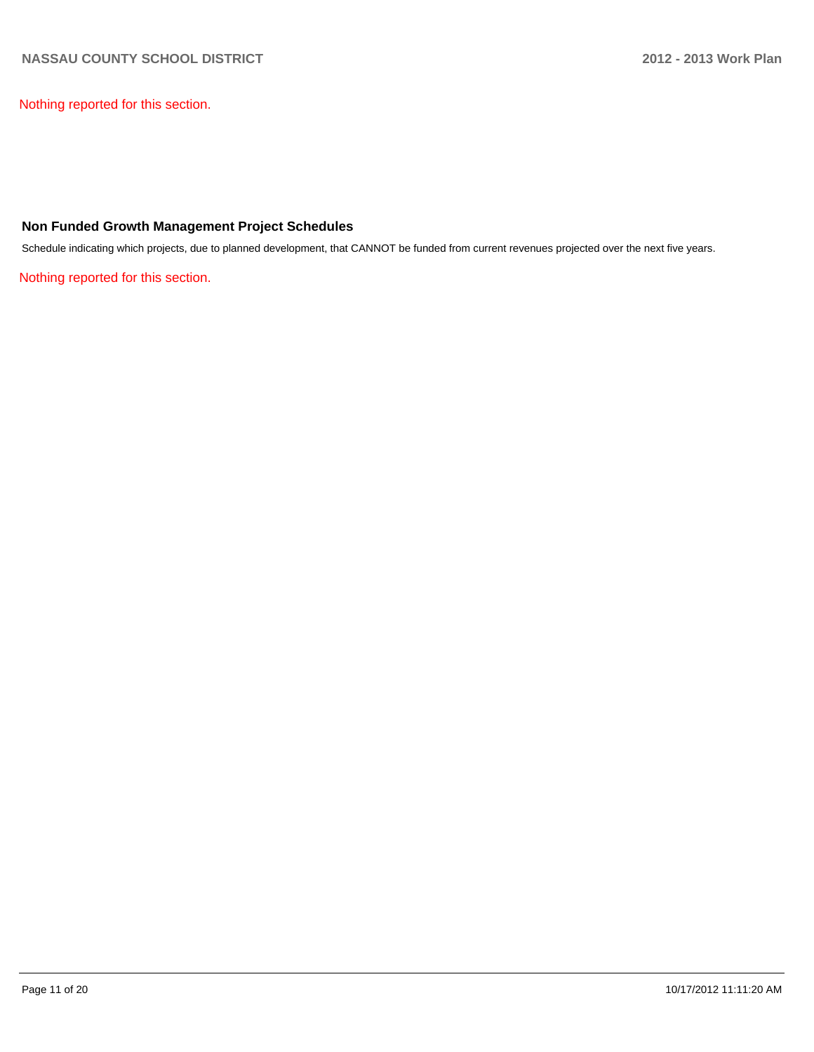Nothing reported for this section.

## Non Funded Growth Management Project Schedules

Schedule indicating which projects, due to planned development, that CANNOT be funded from current revenues projected over the next five years.

Nothing reported for this section.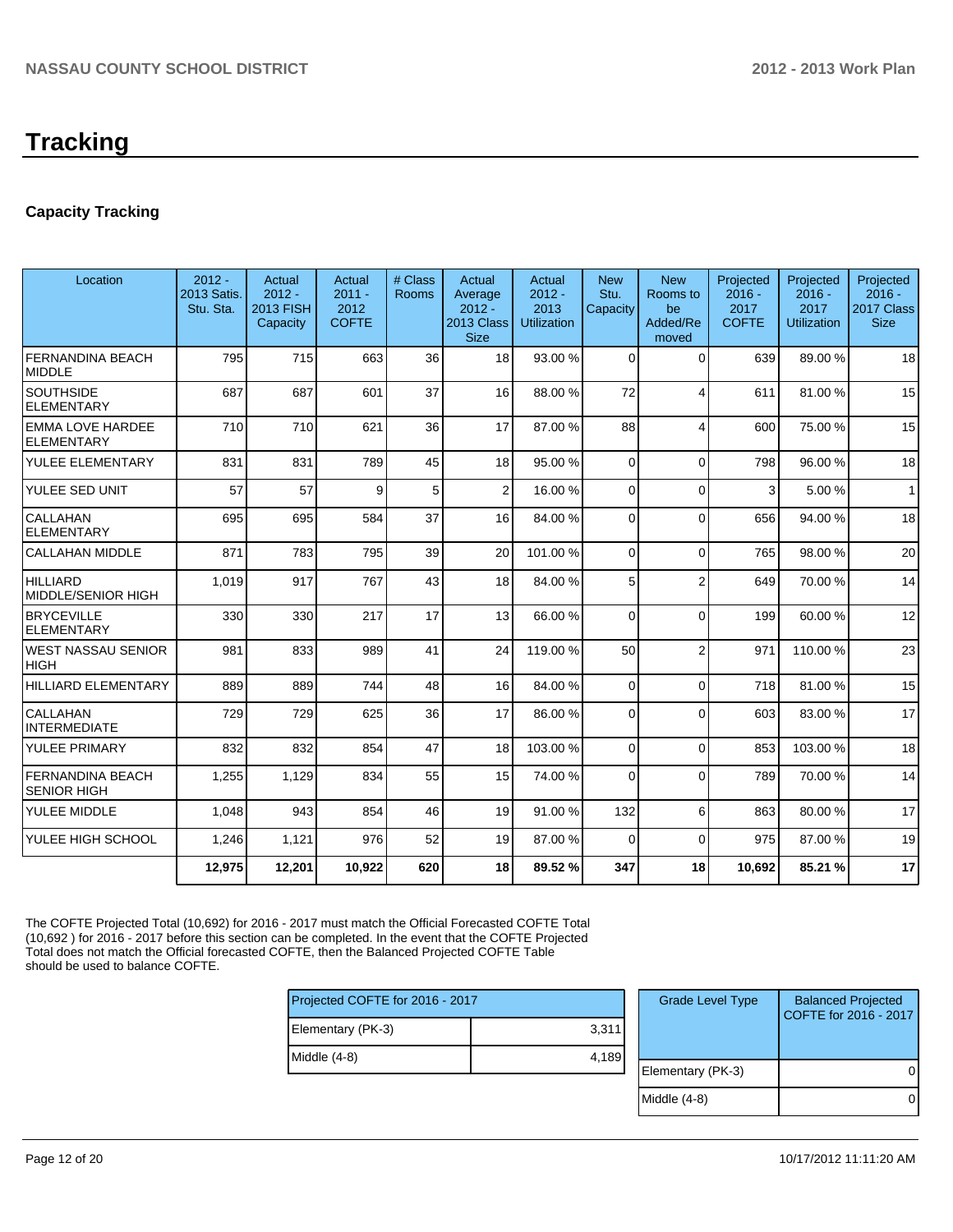# Tracking

## Capacity Tracking

| Location | 2012 - 2013 Satis. Stu. Sta. | Actual 2012 - 2013 FISH Capacity | Actual 2011 - 2012 COFTE | # Class Rooms | Actual Average 2012 - 2013 Class Size | Actual 2012 - 2013 Utilization | New Stu. Capacity | New Rooms to be Added/Removed | Projected 2016 - 2017 COFTE | Projected 2016 - 2017 Utilization | Projected 2016 - 2017 Class Size |
|---|---|---|---|---|---|---|---|---|---|---|---|
| FERNANDINA BEACH MIDDLE | 795 | 715 | 663 | 36 | 18 | 93.00 % | 0 | 0 | 639 | 89.00 % | 18 |
| SOUTHSIDE ELEMENTARY | 687 | 687 | 601 | 37 | 16 | 88.00 % | 72 | 4 | 611 | 81.00 % | 15 |
| EMMA LOVE HARDEE ELEMENTARY | 710 | 710 | 621 | 36 | 17 | 87.00 % | 88 | 4 | 600 | 75.00 % | 15 |
| YULEE ELEMENTARY | 831 | 831 | 789 | 45 | 18 | 95.00 % | 0 | 0 | 798 | 96.00 % | 18 |
| YULEE SED UNIT | 57 | 57 | 9 | 5 | 2 | 16.00 % | 0 | 0 | 3 | 5.00 % | 1 |
| CALLAHAN ELEMENTARY | 695 | 695 | 584 | 37 | 16 | 84.00 % | 0 | 0 | 656 | 94.00 % | 18 |
| CALLAHAN MIDDLE | 871 | 783 | 795 | 39 | 20 | 101.00 % | 0 | 0 | 765 | 98.00 % | 20 |
| HILLIARD MIDDLE/SENIOR HIGH | 1,019 | 917 | 767 | 43 | 18 | 84.00 % | 5 | 2 | 649 | 70.00 % | 14 |
| BRYCEVILLE ELEMENTARY | 330 | 330 | 217 | 17 | 13 | 66.00 % | 0 | 0 | 199 | 60.00 % | 12 |
| WEST NASSAU SENIOR HIGH | 981 | 833 | 989 | 41 | 24 | 119.00 % | 50 | 2 | 971 | 110.00 % | 23 |
| HILLIARD ELEMENTARY | 889 | 889 | 744 | 48 | 16 | 84.00 % | 0 | 0 | 718 | 81.00 % | 15 |
| CALLAHAN INTERMEDIATE | 729 | 729 | 625 | 36 | 17 | 86.00 % | 0 | 0 | 603 | 83.00 % | 17 |
| YULEE PRIMARY | 832 | 832 | 854 | 47 | 18 | 103.00 % | 0 | 0 | 853 | 103.00 % | 18 |
| FERNANDINA BEACH SENIOR HIGH | 1,255 | 1,129 | 834 | 55 | 15 | 74.00 % | 0 | 0 | 789 | 70.00 % | 14 |
| YULEE MIDDLE | 1,048 | 943 | 854 | 46 | 19 | 91.00 % | 132 | 6 | 863 | 80.00 % | 17 |
| YULEE HIGH SCHOOL | 1,246 | 1,121 | 976 | 52 | 19 | 87.00 % | 0 | 0 | 975 | 87.00 % | 19 |
| | **12,975** | **12,201** | **10,922** | **620** | **18** | **89.52 %** | **347** | **18** | **10,692** | **85.21 %** | **17** |

The COFTE Projected Total (10,692) for 2016 - 2017 must match the Official Forecasted COFTE Total (10,692 ) for 2016 - 2017 before this section can be completed. In the event that the COFTE Projected Total does not match the Official forecasted COFTE, then the Balanced Projected COFTE Table should be used to balance COFTE.

| Projected COFTE for 2016 - 2017 | |
|---|---|
| Elementary (PK-3) | 3,311 |
| Middle (4-8) | 4,189 |

| Grade Level Type | Balanced Projected COFTE for 2016 - 2017 |
|---|---|
| Elementary (PK-3) | 0 |
| Middle (4-8) | 0 |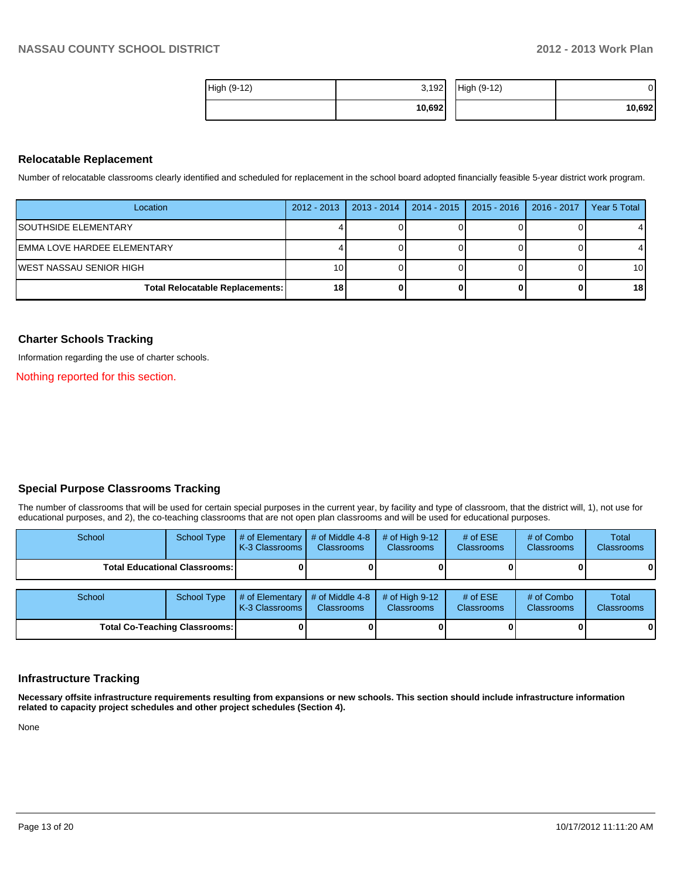| High (9-12) | 3,192 |
|---|---|
| | **10,692** |

| High (9-12) | 0 |
|---|---|
| | **10,692** |

## Relocatable Replacement

Number of relocatable classrooms clearly identified and scheduled for replacement in the school board adopted financially feasible 5-year district work program.

| Location | 2012 - 2013 | 2013 - 2014 | 2014 - 2015 | 2015 - 2016 | 2016 - 2017 | Year 5 Total |
|---|---|---|---|---|---|---|
| SOUTHSIDE ELEMENTARY | 4 | 0 | 0 | 0 | 0 | 4 |
| EMMA LOVE HARDEE ELEMENTARY | 4 | 0 | 0 | 0 | 0 | 4 |
| WEST NASSAU SENIOR HIGH | 10 | 0 | 0 | 0 | 0 | 10 |
| **Total Relocatable Replacements:** | **18** | **0** | **0** | **0** | **0** | **18** |

## Charter Schools Tracking

Information regarding the use of charter schools.

Nothing reported for this section.

## Special Purpose Classrooms Tracking

The number of classrooms that will be used for certain special purposes in the current year, by facility and type of classroom, that the district will, 1), not use for educational purposes, and 2), the co-teaching classrooms that are not open plan classrooms and will be used for educational purposes.

| School | School Type | # of Elementary K-3 Classrooms | # of Middle 4-8 Classrooms | # of High 9-12 Classrooms | # of ESE Classrooms | # of Combo Classrooms | Total Classrooms |
|---|---|---|---|---|---|---|---|
| **Total Educational Classrooms:** | | **0** | **0** | **0** | **0** | **0** | **0** |

| School | School Type | # of Elementary K-3 Classrooms | # of Middle 4-8 Classrooms | # of High 9-12 Classrooms | # of ESE Classrooms | # of Combo Classrooms | Total Classrooms |
|---|---|---|---|---|---|---|---|
| **Total Co-Teaching Classrooms:** | | **0** | **0** | **0** | **0** | **0** | **0** |

## Infrastructure Tracking

**Necessary offsite infrastructure requirements resulting from expansions or new schools. This section should include infrastructure information related to capacity project schedules and other project schedules (Section 4).**

None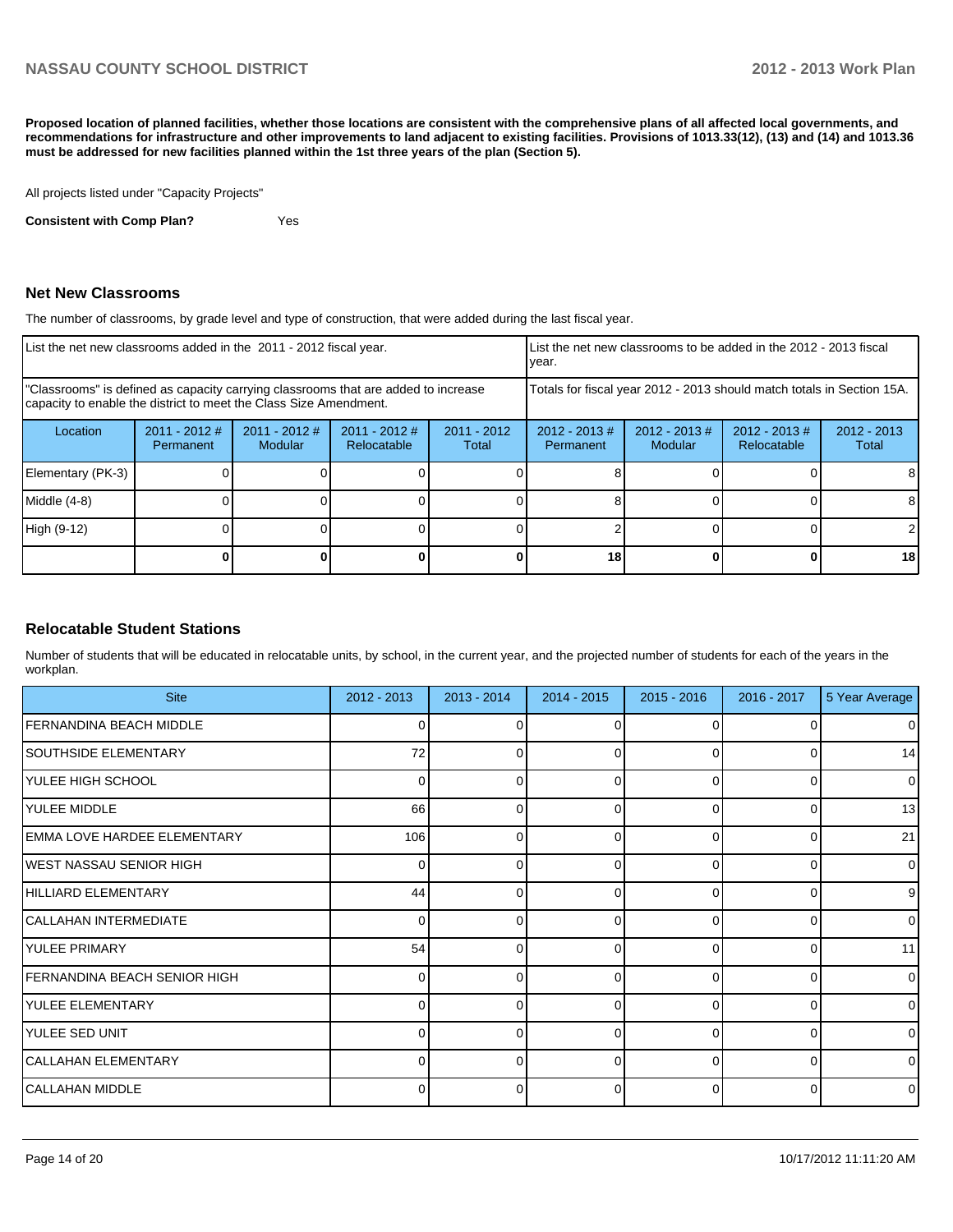**Proposed location of planned facilities, whether those locations are consistent with the comprehensive plans of all affected local governments, and recommendations for infrastructure and other improvements to land adjacent to existing facilities. Provisions of 1013.33(12), (13) and (14) and 1013.36 must be addressed for new facilities planned within the 1st three years of the plan (Section 5).**

All projects listed under "Capacity Projects"

**Consistent with Comp Plan?** Yes

## Net New Classrooms

The number of classrooms, by grade level and type of construction, that were added during the last fiscal year.

| List the net new classrooms added in the 2011 - 2012 fiscal year. | | | | | List the net new classrooms to be added in the 2012 - 2013 fiscal year. | | | |
|---|---|---|---|---|---|---|---|---|
| "Classrooms" is defined as capacity carrying classrooms that are added to increase capacity to enable the district to meet the Class Size Amendment. | | | | | Totals for fiscal year 2012 - 2013 should match totals in Section 15A. | | | |
| Location | 2011 - 2012 # Permanent | 2011 - 2012 # Modular | 2011 - 2012 # Relocatable | 2011 - 2012 Total | 2012 - 2013 # Permanent | 2012 - 2013 # Modular | 2012 - 2013 # Relocatable | 2012 - 2013 Total |
| Elementary (PK-3) | 0 | 0 | 0 | 0 | 8 | 0 | 0 | 8 |
| Middle (4-8) | 0 | 0 | 0 | 0 | 8 | 0 | 0 | 8 |
| High (9-12) | 0 | 0 | 0 | 0 | 2 | 0 | 0 | 2 |
| | **0** | **0** | **0** | **0** | **18** | **0** | **0** | **18** |

## Relocatable Student Stations

Number of students that will be educated in relocatable units, by school, in the current year, and the projected number of students for each of the years in the workplan.

| Site | 2012 - 2013 | 2013 - 2014 | 2014 - 2015 | 2015 - 2016 | 2016 - 2017 | 5 Year Average |
|---|---|---|---|---|---|---|
| FERNANDINA BEACH MIDDLE | 0 | 0 | 0 | 0 | 0 | 0 |
| SOUTHSIDE ELEMENTARY | 72 | 0 | 0 | 0 | 0 | 14 |
| YULEE HIGH SCHOOL | 0 | 0 | 0 | 0 | 0 | 0 |
| YULEE MIDDLE | 66 | 0 | 0 | 0 | 0 | 13 |
| EMMA LOVE HARDEE ELEMENTARY | 106 | 0 | 0 | 0 | 0 | 21 |
| WEST NASSAU SENIOR HIGH | 0 | 0 | 0 | 0 | 0 | 0 |
| HILLIARD ELEMENTARY | 44 | 0 | 0 | 0 | 0 | 9 |
| CALLAHAN INTERMEDIATE | 0 | 0 | 0 | 0 | 0 | 0 |
| YULEE PRIMARY | 54 | 0 | 0 | 0 | 0 | 11 |
| FERNANDINA BEACH SENIOR HIGH | 0 | 0 | 0 | 0 | 0 | 0 |
| YULEE ELEMENTARY | 0 | 0 | 0 | 0 | 0 | 0 |
| YULEE SED UNIT | 0 | 0 | 0 | 0 | 0 | 0 |
| CALLAHAN ELEMENTARY | 0 | 0 | 0 | 0 | 0 | 0 |
| CALLAHAN MIDDLE | 0 | 0 | 0 | 0 | 0 | 0 |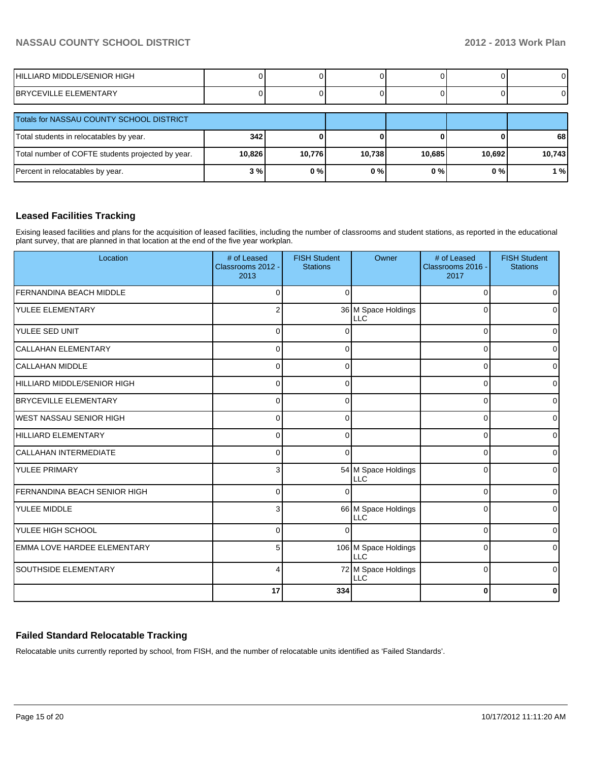| | | | | | | |
|---|---|---|---|---|---|---|
| HILLIARD MIDDLE/SENIOR HIGH | 0 | 0 | 0 | 0 | 0 | 0 |
| BRYCEVILLE ELEMENTARY | 0 | 0 | 0 | 0 | 0 | 0 |

| Totals for NASSAU COUNTY SCHOOL DISTRICT | | | | | | |
|---|---|---|---|---|---|---|
| Total students in relocatables by year. | **342** | **0** | **0** | **0** | **0** | **68** |
| Total number of COFTE students projected by year. | **10,826** | **10,776** | **10,738** | **10,685** | **10,692** | **10,743** |
| Percent in relocatables by year. | **3 %** | **0 %** | **0 %** | **0 %** | **0 %** | **1 %** |

## Leased Facilities Tracking

Exising leased facilities and plans for the acquisition of leased facilities, including the number of classrooms and student stations, as reported in the educational plant survey, that are planned in that location at the end of the five year workplan.

| Location | # of Leased Classrooms 2012 - 2013 | FISH Student Stations | Owner | # of Leased Classrooms 2016 - 2017 | FISH Student Stations |
|---|---|---|---|---|---|
| FERNANDINA BEACH MIDDLE | 0 | 0 | | 0 | 0 |
| YULEE ELEMENTARY | 2 | 36 | M Space Holdings LLC | 0 | 0 |
| YULEE SED UNIT | 0 | 0 | | 0 | 0 |
| CALLAHAN ELEMENTARY | 0 | 0 | | 0 | 0 |
| CALLAHAN MIDDLE | 0 | 0 | | 0 | 0 |
| HILLIARD MIDDLE/SENIOR HIGH | 0 | 0 | | 0 | 0 |
| BRYCEVILLE ELEMENTARY | 0 | 0 | | 0 | 0 |
| WEST NASSAU SENIOR HIGH | 0 | 0 | | 0 | 0 |
| HILLIARD ELEMENTARY | 0 | 0 | | 0 | 0 |
| CALLAHAN INTERMEDIATE | 0 | 0 | | 0 | 0 |
| YULEE PRIMARY | 3 | 54 | M Space Holdings LLC | 0 | 0 |
| FERNANDINA BEACH SENIOR HIGH | 0 | 0 | | 0 | 0 |
| YULEE MIDDLE | 3 | 66 | M Space Holdings LLC | 0 | 0 |
| YULEE HIGH SCHOOL | 0 | 0 | | 0 | 0 |
| EMMA LOVE HARDEE ELEMENTARY | 5 | 106 | M Space Holdings LLC | 0 | 0 |
| SOUTHSIDE ELEMENTARY | 4 | 72 | M Space Holdings LLC | 0 | 0 |
| | **17** | **334** | | **0** | **0** |

## Failed Standard Relocatable Tracking

Relocatable units currently reported by school, from FISH, and the number of relocatable units identified as 'Failed Standards'.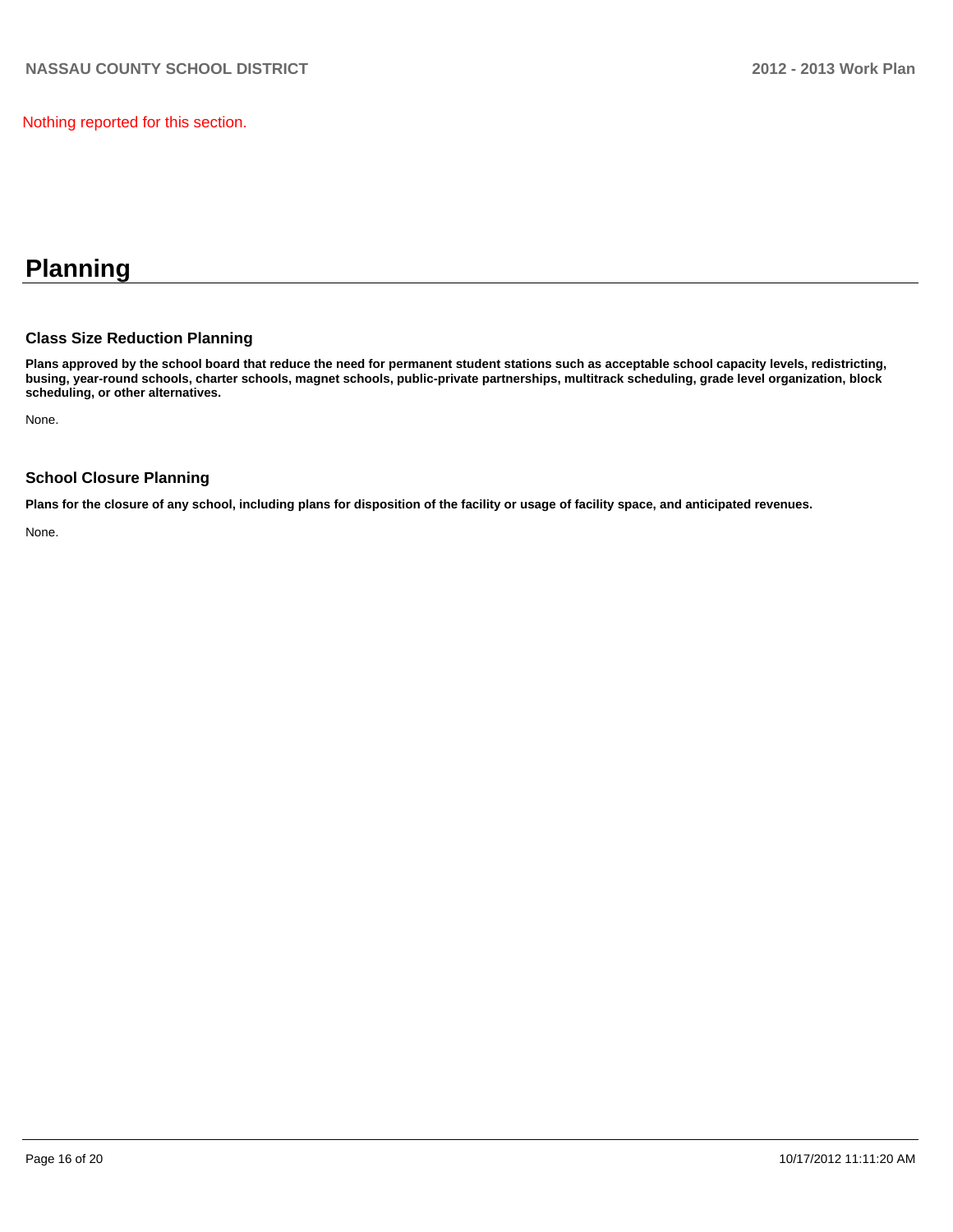Nothing reported for this section.

# Planning

### Class Size Reduction Planning

**Plans approved by the school board that reduce the need for permanent student stations such as acceptable school capacity levels, redistricting, busing, year-round schools, charter schools, magnet schools, public-private partnerships, multitrack scheduling, grade level organization, block scheduling, or other alternatives.**

None.

### School Closure Planning

**Plans for the closure of any school, including plans for disposition of the facility or usage of facility space, and anticipated revenues.**

None.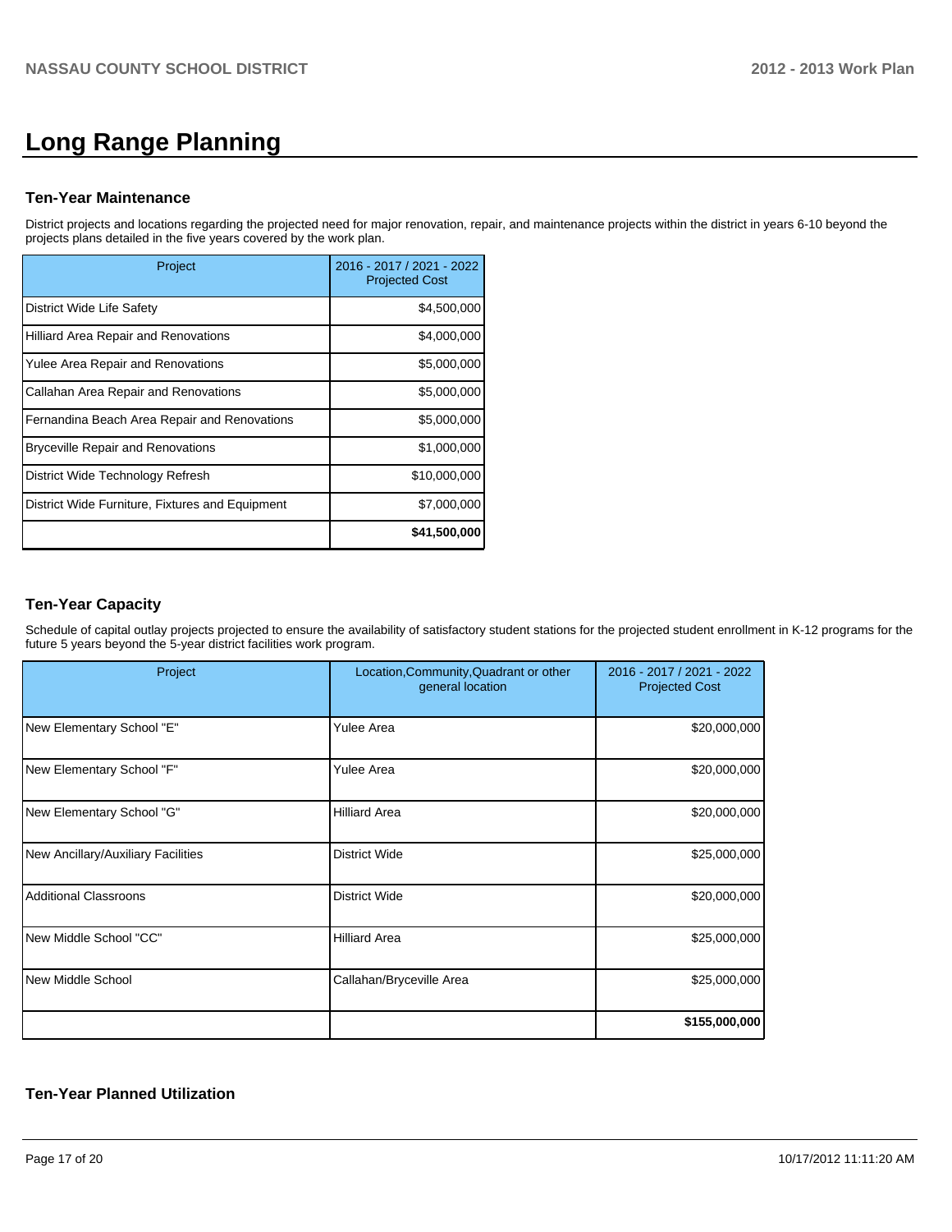# Long Range Planning

## Ten-Year Maintenance

District projects and locations regarding the projected need for major renovation, repair, and maintenance projects within the district in years 6-10 beyond the projects plans detailed in the five years covered by the work plan.

| Project | 2016 - 2017 / 2021 - 2022 Projected Cost |
|---|---|
| District Wide Life Safety | $4,500,000 |
| Hilliard Area Repair and Renovations | $4,000,000 |
| Yulee Area Repair and Renovations | $5,000,000 |
| Callahan Area Repair and Renovations | $5,000,000 |
| Fernandina Beach Area Repair and Renovations | $5,000,000 |
| Bryceville Repair and Renovations | $1,000,000 |
| District Wide Technology Refresh | $10,000,000 |
| District Wide Furniture, Fixtures and Equipment | $7,000,000 |
| | **$41,500,000** |

## Ten-Year Capacity

Schedule of capital outlay projects projected to ensure the availability of satisfactory student stations for the projected student enrollment in K-12 programs for the future 5 years beyond the 5-year district facilities work program.

| Project | Location,Community,Quadrant or other general location | 2016 - 2017 / 2021 - 2022 Projected Cost |
|---|---|---|
| New Elementary School "E" | Yulee Area | $20,000,000 |
| New Elementary School "F" | Yulee Area | $20,000,000 |
| New Elementary School "G" | Hilliard Area | $20,000,000 |
| New Ancillary/Auxiliary Facilities | District Wide | $25,000,000 |
| Additional Classroons | District Wide | $20,000,000 |
| New Middle School "CC" | Hilliard Area | $25,000,000 |
| New Middle School | Callahan/Bryceville Area | $25,000,000 |
| | | **$155,000,000** |

## Ten-Year Planned Utilization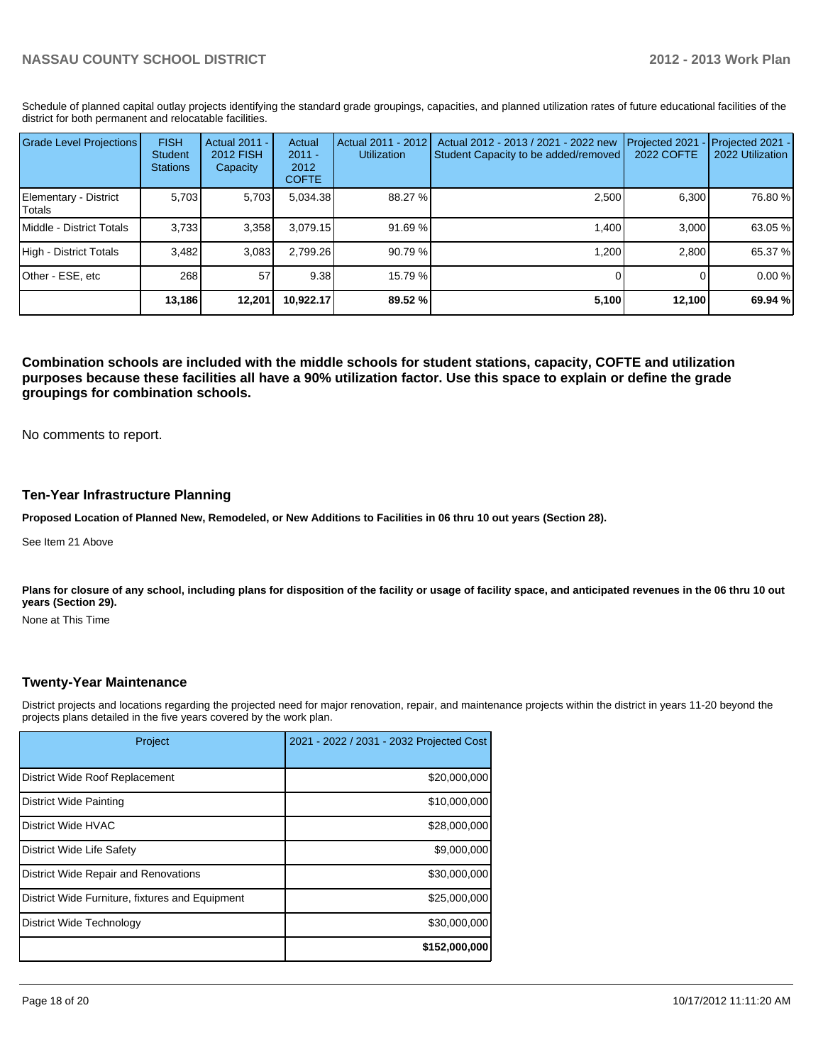Schedule of planned capital outlay projects identifying the standard grade groupings, capacities, and planned utilization rates of future educational facilities of the district for both permanent and relocatable facilities.

| Grade Level Projections | FISH Student Stations | Actual 2011 - 2012 FISH Capacity | Actual 2011 - 2012 COFTE | Actual 2011 - 2012 Utilization | Actual 2012 - 2013 / 2021 - 2022 new Student Capacity to be added/removed | Projected 2021 - 2022 COFTE | Projected 2021 - 2022 Utilization |
|---|---|---|---|---|---|---|---|
| Elementary - District Totals | 5,703 | 5,703 | 5,034.38 | 88.27 % | 2,500 | 6,300 | 76.80 % |
| Middle - District Totals | 3,733 | 3,358 | 3,079.15 | 91.69 % | 1,400 | 3,000 | 63.05 % |
| High - District Totals | 3,482 | 3,083 | 2,799.26 | 90.79 % | 1,200 | 2,800 | 65.37 % |
| Other - ESE, etc | 268 | 57 | 9.38 | 15.79 % | 0 | 0 | 0.00 % |
| | **13,186** | **12,201** | **10,922.17** | **89.52 %** | **5,100** | **12,100** | **69.94 %** |

**Combination schools are included with the middle schools for student stations, capacity, COFTE and utilization purposes because these facilities all have a 90% utilization factor. Use this space to explain or define the grade groupings for combination schools.**

No comments to report.

## Ten-Year Infrastructure Planning

**Proposed Location of Planned New, Remodeled, or New Additions to Facilities in 06 thru 10 out years (Section 28).**

See Item 21 Above

**Plans for closure of any school, including plans for disposition of the facility or usage of facility space, and anticipated revenues in the 06 thru 10 out years (Section 29).**

None at This Time

## Twenty-Year Maintenance

District projects and locations regarding the projected need for major renovation, repair, and maintenance projects within the district in years 11-20 beyond the projects plans detailed in the five years covered by the work plan.

| Project | 2021 - 2022 / 2031 - 2032 Projected Cost |
|---|---|
| District Wide Roof Replacement | $20,000,000 |
| District Wide Painting | $10,000,000 |
| District Wide HVAC | $28,000,000 |
| District Wide Life Safety | $9,000,000 |
| District Wide Repair and Renovations | $30,000,000 |
| District Wide Furniture, fixtures and Equipment | $25,000,000 |
| District Wide Technology | $30,000,000 |
| | **$152,000,000** |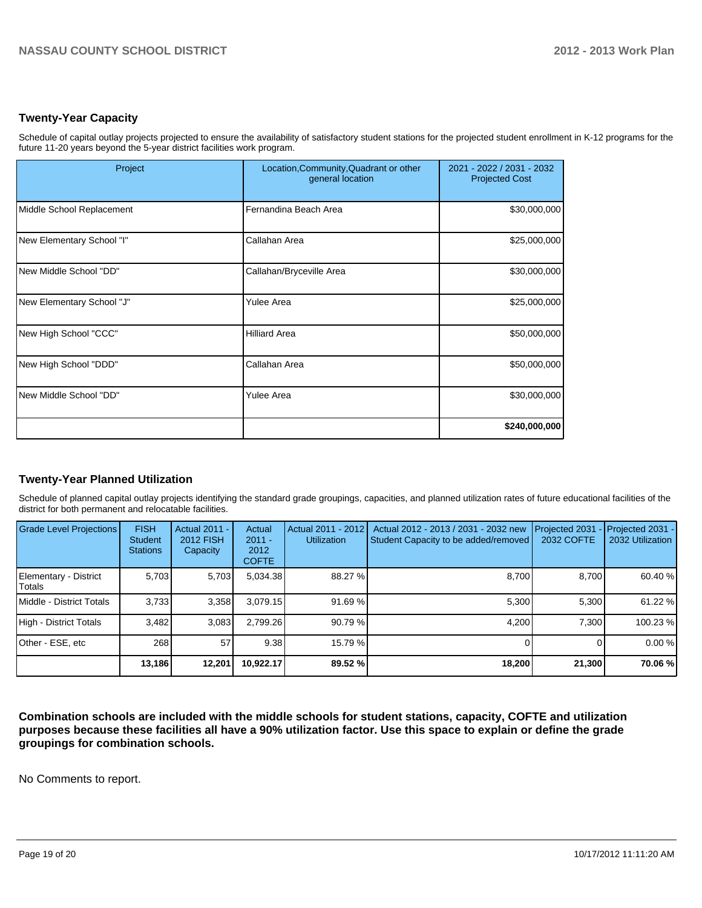## Twenty-Year Capacity

Schedule of capital outlay projects projected to ensure the availability of satisfactory student stations for the projected student enrollment in K-12 programs for the future 11-20 years beyond the 5-year district facilities work program.

| Project | Location,Community,Quadrant or other general location | 2021 - 2022 / 2031 - 2032 Projected Cost |
|---|---|---|
| Middle School Replacement | Fernandina Beach Area | $30,000,000 |
| New Elementary School "I" | Callahan Area | $25,000,000 |
| New Middle School "DD" | Callahan/Bryceville Area | $30,000,000 |
| New Elementary School "J" | Yulee Area | $25,000,000 |
| New High School "CCC" | Hilliard Area | $50,000,000 |
| New High School "DDD" | Callahan Area | $50,000,000 |
| New Middle School "DD" | Yulee Area | $30,000,000 |
| | | **$240,000,000** |

## Twenty-Year Planned Utilization

Schedule of planned capital outlay projects identifying the standard grade groupings, capacities, and planned utilization rates of future educational facilities of the district for both permanent and relocatable facilities.

| Grade Level Projections | FISH Student Stations | Actual 2011 - 2012 FISH Capacity | Actual 2011 - 2012 COFTE | Actual 2011 - 2012 Utilization | Actual 2012 - 2013 / 2031 - 2032 new Student Capacity to be added/removed | Projected 2031 - 2032 COFTE | Projected 2031 - 2032 Utilization |
|---|---|---|---|---|---|---|---|
| Elementary - District Totals | 5,703 | 5,703 | 5,034.38 | 88.27 % | 8,700 | 8,700 | 60.40 % |
| Middle - District Totals | 3,733 | 3,358 | 3,079.15 | 91.69 % | 5,300 | 5,300 | 61.22 % |
| High - District Totals | 3,482 | 3,083 | 2,799.26 | 90.79 % | 4,200 | 7,300 | 100.23 % |
| Other - ESE, etc | 268 | 57 | 9.38 | 15.79 % | 0 | 0 | 0.00 % |
| | **13,186** | **12,201** | **10,922.17** | **89.52 %** | **18,200** | **21,300** | **70.06 %** |

**Combination schools are included with the middle schools for student stations, capacity, COFTE and utilization purposes because these facilities all have a 90% utilization factor. Use this space to explain or define the grade groupings for combination schools.**

No Comments to report.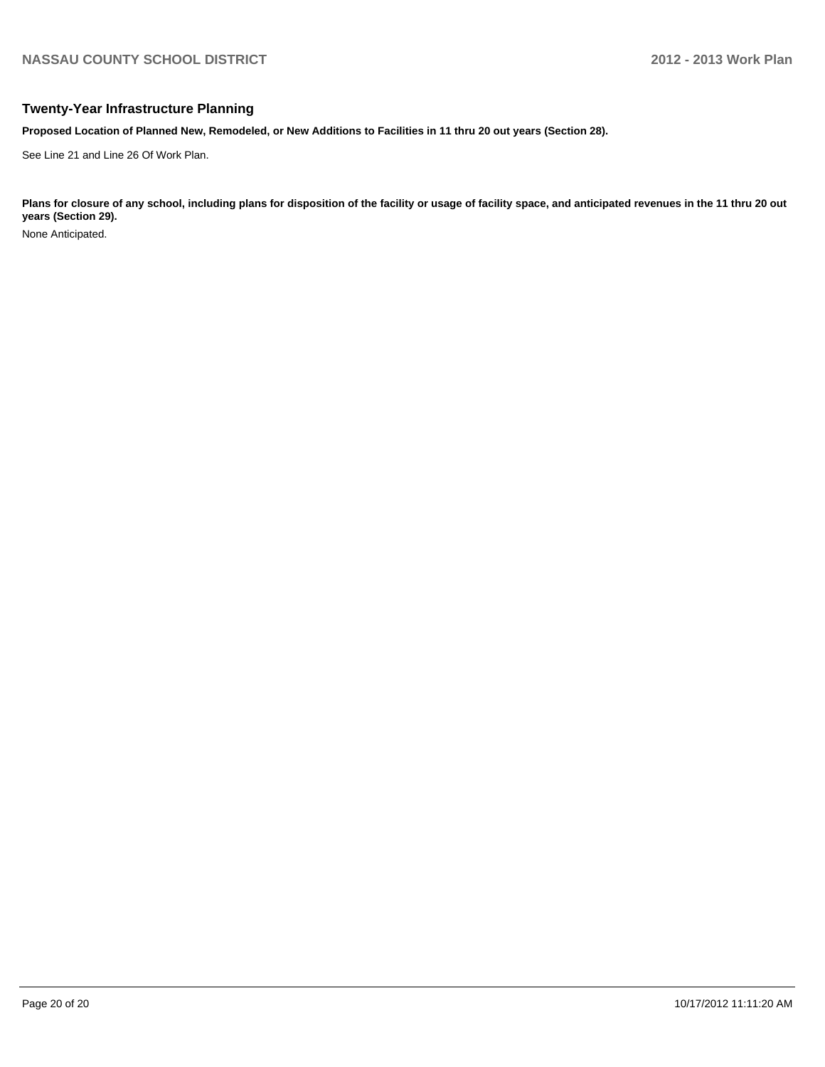## Twenty-Year Infrastructure Planning

**Proposed Location of Planned New, Remodeled, or New Additions to Facilities in 11 thru 20 out years (Section 28).**

See Line 21 and Line 26 Of Work Plan.

**Plans for closure of any school, including plans for disposition of the facility or usage of facility space, and anticipated revenues in the 11 thru 20 out years (Section 29).**

None Anticipated.